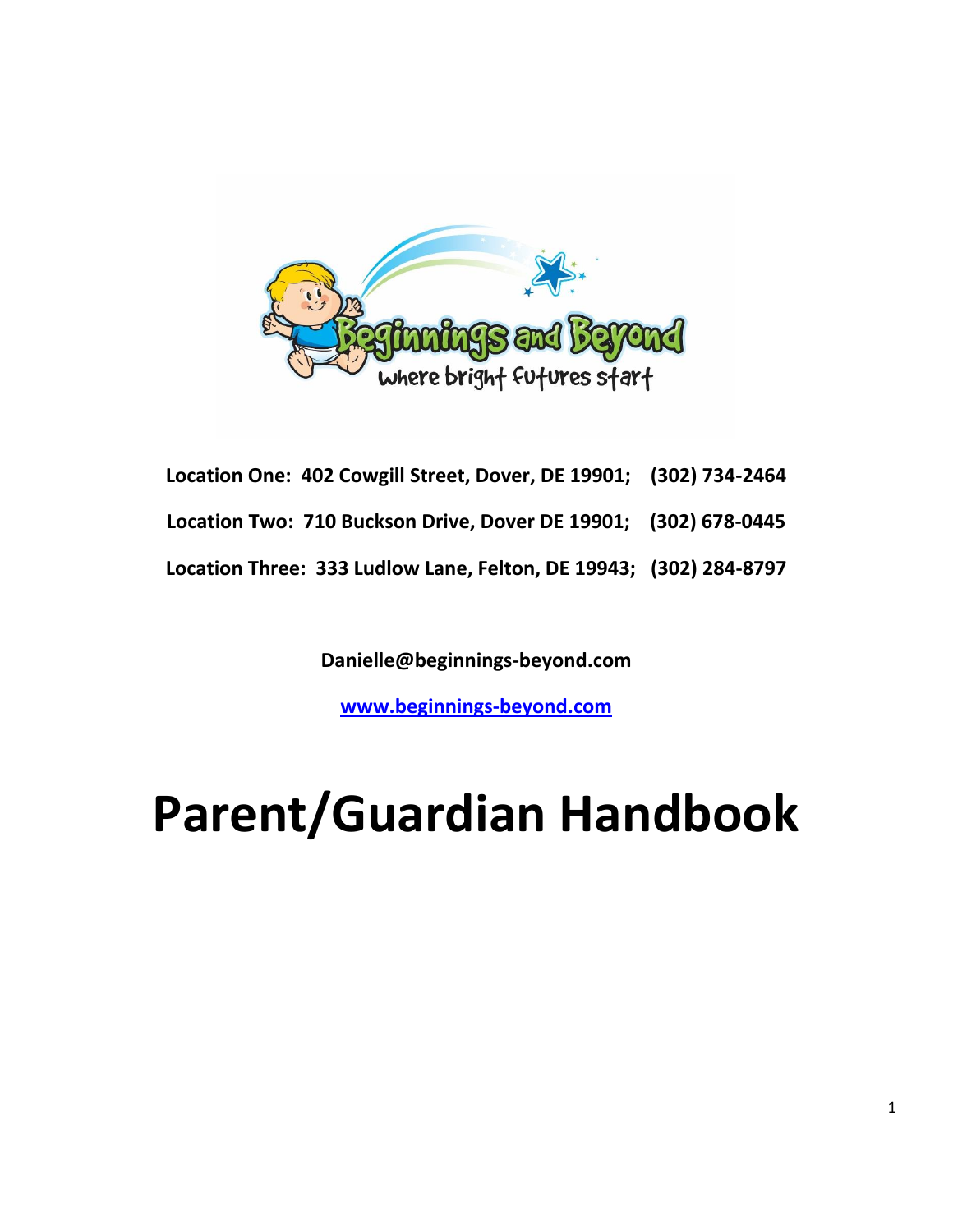**Location One: 402 Cowgill Street, Dover, DE 19901; (302) 734-2464**

**Location Two: 710 Buckson Drive, Dover DE 19901; (302) 678-0445**

**Location Three: 333 Ludlow Lane, Felton, DE 19943; (302) 284-8797**

**Danielle@beginnings-beyond.com**

**[www.beginnings-beyond.com](http://www.beginnings-beyond.com)**

# Parent/Guardian Handbook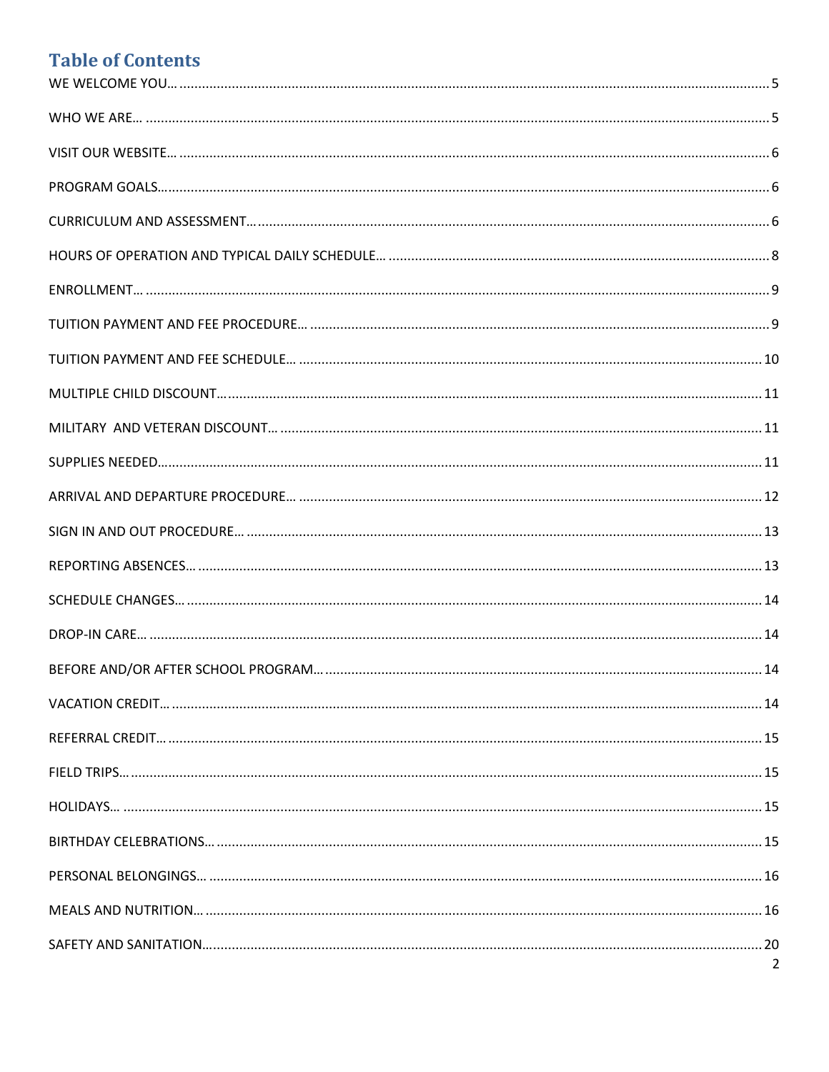# Table of Contents

WE WELCOME YOU… 5

WHO WE ARE… 5

VISIT OUR WEBSITE… 6

PROGRAM GOALS… 6

CURRICULUM AND ASSESSMENT… 6

HOURS OF OPERATION AND TYPICAL DAILY SCHEDULE… 8

ENROLLMENT… 9

TUITION PAYMENT AND FEE PROCEDURE… 9

TUITION PAYMENT AND FEE SCHEDULE… 10

MULTIPLE CHILD DISCOUNT… 11

MILITARY AND VETERAN DISCOUNT… 11

SUPPLIES NEEDED… 11

ARRIVAL AND DEPARTURE PROCEDURE… 12

SIGN IN AND OUT PROCEDURE… 13

REPORTING ABSENCES… 13

SCHEDULE CHANGES… 14

DROP-IN CARE… 14

BEFORE AND/OR AFTER SCHOOL PROGRAM… 14

VACATION CREDIT… 14

REFERRAL CREDIT… 15

FIELD TRIPS… 15

HOLIDAYS… 15

BIRTHDAY CELEBRATIONS… 15

PERSONAL BELONGINGS… 16

MEALS AND NUTRITION… 16

SAFETY AND SANITATION… 20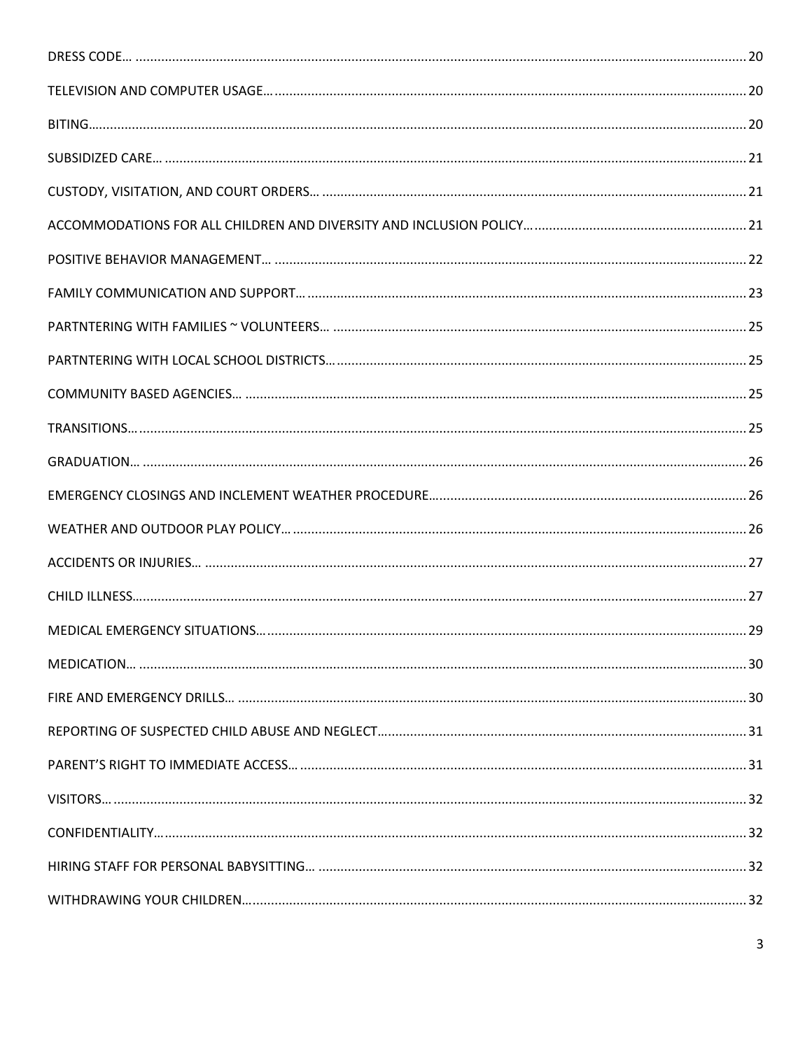DRESS CODE… 20

TELEVISION AND COMPUTER USAGE… 20

BITING… 20

SUBSIDIZED CARE… 21

CUSTODY, VISITATION, AND COURT ORDERS… 21

ACCOMMODATIONS FOR ALL CHILDREN AND DIVERSITY AND INCLUSION POLICY… 21

POSITIVE BEHAVIOR MANAGEMENT… 22

FAMILY COMMUNICATION AND SUPPORT… 23

PARTNTERING WITH FAMILIES ~ VOLUNTEERS… 25

PARTNTERING WITH LOCAL SCHOOL DISTRICTS… 25

COMMUNITY BASED AGENCIES… 25

TRANSITIONS… 25

GRADUATION… 26

EMERGENCY CLOSINGS AND INCLEMENT WEATHER PROCEDURE… 26

WEATHER AND OUTDOOR PLAY POLICY… 26

ACCIDENTS OR INJURIES… 27

CHILD ILLNESS… 27

MEDICAL EMERGENCY SITUATIONS… 29

MEDICATION… 30

FIRE AND EMERGENCY DRILLS… 30

REPORTING OF SUSPECTED CHILD ABUSE AND NEGLECT… 31

PARENT'S RIGHT TO IMMEDIATE ACCESS… 31

VISITORS… 32

CONFIDENTIALITY… 32

HIRING STAFF FOR PERSONAL BABYSITTING… 32

WITHDRAWING YOUR CHILDREN… 32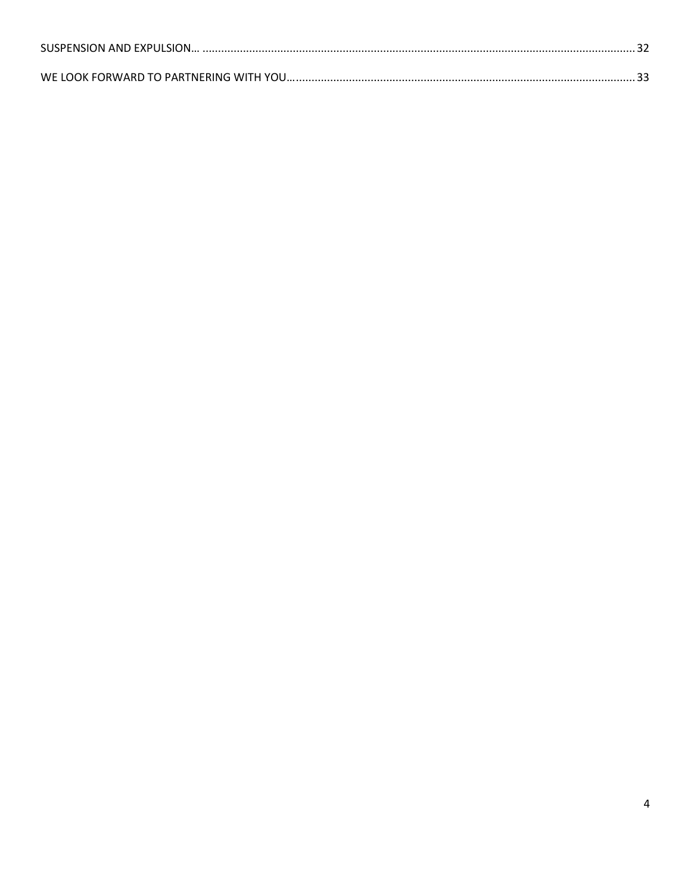SUSPENSION AND EXPULSION… .......................................................................................................................................... 32

WE LOOK FORWARD TO PARTNERING WITH YOU…............................................................................................................ 33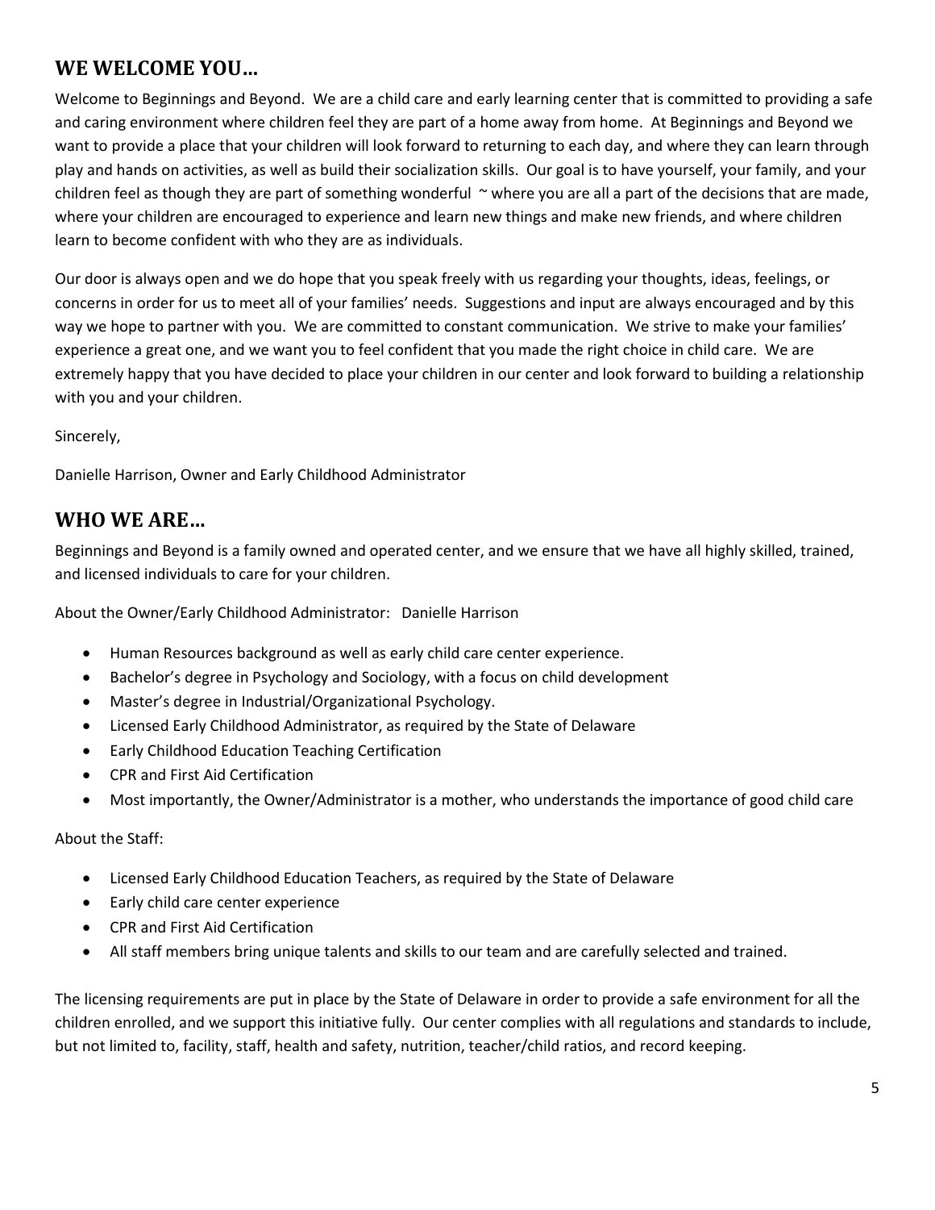## WE WELCOME YOU…

Welcome to Beginnings and Beyond. We are a child care and early learning center that is committed to providing a safe and caring environment where children feel they are part of a home away from home. At Beginnings and Beyond we want to provide a place that your children will look forward to returning to each day, and where they can learn through play and hands on activities, as well as build their socialization skills. Our goal is to have yourself, your family, and your children feel as though they are part of something wonderful ~ where you are all a part of the decisions that are made, where your children are encouraged to experience and learn new things and make new friends, and where children learn to become confident with who they are as individuals.

Our door is always open and we do hope that you speak freely with us regarding your thoughts, ideas, feelings, or concerns in order for us to meet all of your families' needs. Suggestions and input are always encouraged and by this way we hope to partner with you. We are committed to constant communication. We strive to make your families' experience a great one, and we want you to feel confident that you made the right choice in child care. We are extremely happy that you have decided to place your children in our center and look forward to building a relationship with you and your children.

Sincerely,

Danielle Harrison, Owner and Early Childhood Administrator

## WHO WE ARE…

Beginnings and Beyond is a family owned and operated center, and we ensure that we have all highly skilled, trained, and licensed individuals to care for your children.

About the Owner/Early Childhood Administrator: Danielle Harrison

- Human Resources background as well as early child care center experience.
- Bachelor's degree in Psychology and Sociology, with a focus on child development
- Master's degree in Industrial/Organizational Psychology.
- Licensed Early Childhood Administrator, as required by the State of Delaware
- Early Childhood Education Teaching Certification
- CPR and First Aid Certification
- Most importantly, the Owner/Administrator is a mother, who understands the importance of good child care

About the Staff:

- Licensed Early Childhood Education Teachers, as required by the State of Delaware
- Early child care center experience
- CPR and First Aid Certification
- All staff members bring unique talents and skills to our team and are carefully selected and trained.

The licensing requirements are put in place by the State of Delaware in order to provide a safe environment for all the children enrolled, and we support this initiative fully. Our center complies with all regulations and standards to include, but not limited to, facility, staff, health and safety, nutrition, teacher/child ratios, and record keeping.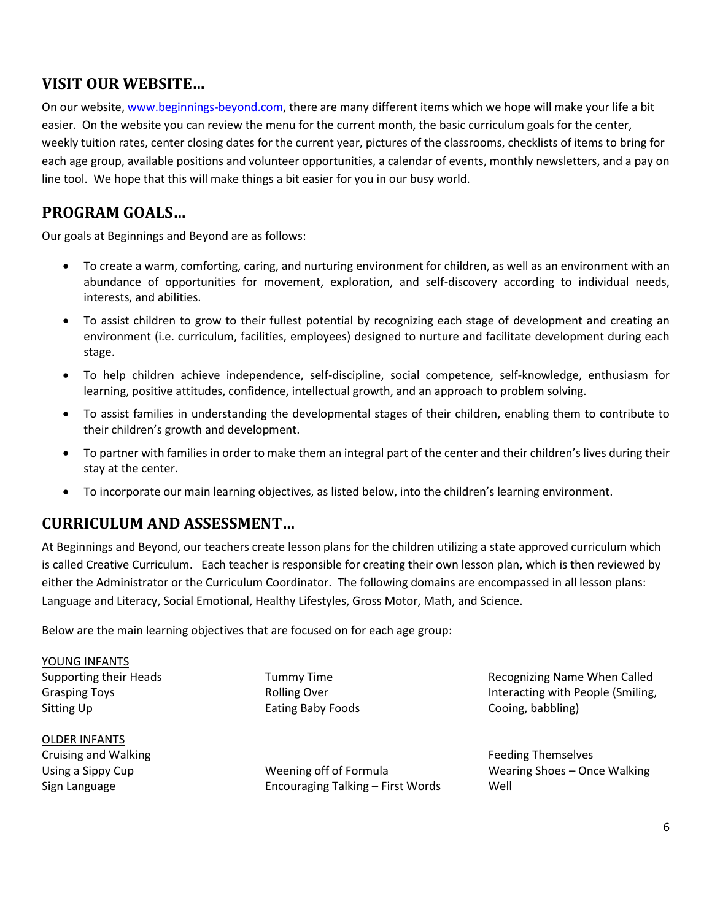## VISIT OUR WEBSITE…

On our website, www.beginnings-beyond.com, there are many different items which we hope will make your life a bit easier. On the website you can review the menu for the current month, the basic curriculum goals for the center, weekly tuition rates, center closing dates for the current year, pictures of the classrooms, checklists of items to bring for each age group, available positions and volunteer opportunities, a calendar of events, monthly newsletters, and a pay on line tool. We hope that this will make things a bit easier for you in our busy world.

## PROGRAM GOALS…

Our goals at Beginnings and Beyond are as follows:

- To create a warm, comforting, caring, and nurturing environment for children, as well as an environment with an abundance of opportunities for movement, exploration, and self-discovery according to individual needs, interests, and abilities.
- To assist children to grow to their fullest potential by recognizing each stage of development and creating an environment (i.e. curriculum, facilities, employees) designed to nurture and facilitate development during each stage.
- To help children achieve independence, self-discipline, social competence, self-knowledge, enthusiasm for learning, positive attitudes, confidence, intellectual growth, and an approach to problem solving.
- To assist families in understanding the developmental stages of their children, enabling them to contribute to their children's growth and development.
- To partner with families in order to make them an integral part of the center and their children's lives during their stay at the center.
- To incorporate our main learning objectives, as listed below, into the children's learning environment.

## CURRICULUM AND ASSESSMENT…

At Beginnings and Beyond, our teachers create lesson plans for the children utilizing a state approved curriculum which is called Creative Curriculum. Each teacher is responsible for creating their own lesson plan, which is then reviewed by either the Administrator or the Curriculum Coordinator. The following domains are encompassed in all lesson plans: Language and Literacy, Social Emotional, Healthy Lifestyles, Gross Motor, Math, and Science.

Below are the main learning objectives that are focused on for each age group:

YOUNG INFANTS

- Supporting their Heads
- Grasping Toys
- Sitting Up
- Tummy Time
- Rolling Over
- Eating Baby Foods
- Recognizing Name When Called
- Interacting with People (Smiling, Cooing, babbling)

OLDER INFANTS

- Cruising and Walking
- Using a Sippy Cup
- Sign Language
- Weening off of Formula
- Encouraging Talking – First Words
- Feeding Themselves
- Wearing Shoes – Once Walking Well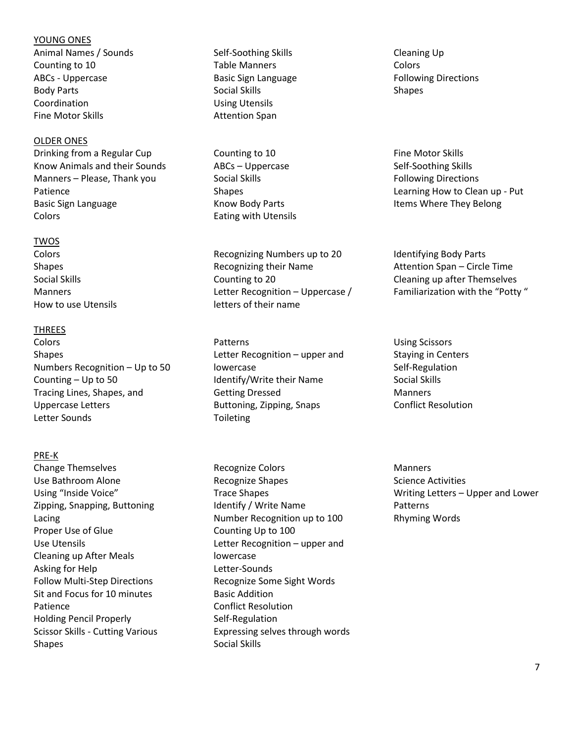YOUNG ONES

- Animal Names / Sounds
- Counting to 10
- ABCs - Uppercase
- Body Parts
- Coordination
- Fine Motor Skills
- Self-Soothing Skills
- Table Manners
- Basic Sign Language
- Social Skills
- Using Utensils
- Attention Span
- Cleaning Up
- Colors
- Following Directions
- Shapes

OLDER ONES

- Drinking from a Regular Cup
- Know Animals and their Sounds
- Manners – Please, Thank you
- Patience
- Basic Sign Language
- Colors
- Counting to 10
- ABCs – Uppercase
- Social Skills
- Shapes
- Know Body Parts
- Eating with Utensils
- Fine Motor Skills
- Self-Soothing Skills
- Following Directions
- Learning How to Clean up - Put Items Where They Belong

TWOS

- Colors
- Shapes
- Social Skills
- Manners
- How to use Utensils
- Recognizing Numbers up to 20
- Recognizing their Name
- Counting to 20
- Letter Recognition – Uppercase / letters of their name
- Identifying Body Parts
- Attention Span – Circle Time
- Cleaning up after Themselves
- Familiarization with the "Potty "

THREES

- Colors
- Shapes
- Numbers Recognition – Up to 50
- Counting – Up to 50
- Tracing Lines, Shapes, and Uppercase Letters
- Letter Sounds
- Patterns
- Letter Recognition – upper and lowercase
- Identify/Write their Name
- Getting Dressed
- Buttoning, Zipping, Snaps
- Toileting
- Using Scissors
- Staying in Centers
- Self-Regulation
- Social Skills
- Manners
- Conflict Resolution

PRE-K

- Change Themselves
- Use Bathroom Alone
- Using "Inside Voice"
- Zipping, Snapping, Buttoning
- Lacing
- Proper Use of Glue
- Use Utensils
- Cleaning up After Meals
- Asking for Help
- Follow Multi-Step Directions
- Sit and Focus for 10 minutes
- Patience
- Holding Pencil Properly
- Scissor Skills - Cutting Various Shapes
- Recognize Colors
- Recognize Shapes
- Trace Shapes
- Identify / Write Name
- Number Recognition up to 100
- Counting Up to 100
- Letter Recognition – upper and lowercase
- Letter-Sounds
- Recognize Some Sight Words
- Basic Addition
- Conflict Resolution
- Self-Regulation
- Expressing selves through words
- Social Skills
- Manners
- Science Activities
- Writing Letters – Upper and Lower
- Patterns
- Rhyming Words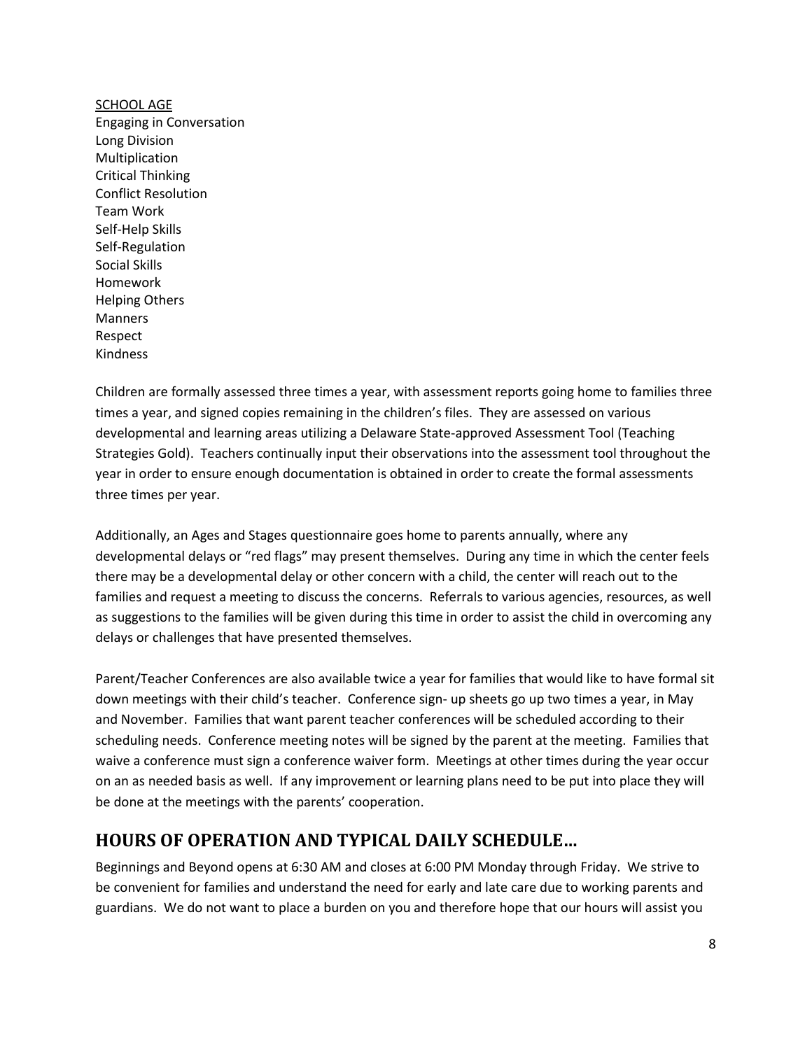SCHOOL AGE

Engaging in Conversation
Long Division
Multiplication
Critical Thinking
Conflict Resolution
Team Work
Self-Help Skills
Self-Regulation
Social Skills
Homework
Helping Others
Manners
Respect
Kindness

Children are formally assessed three times a year, with assessment reports going home to families three times a year, and signed copies remaining in the children's files. They are assessed on various developmental and learning areas utilizing a Delaware State-approved Assessment Tool (Teaching Strategies Gold). Teachers continually input their observations into the assessment tool throughout the year in order to ensure enough documentation is obtained in order to create the formal assessments three times per year.

Additionally, an Ages and Stages questionnaire goes home to parents annually, where any developmental delays or "red flags" may present themselves. During any time in which the center feels there may be a developmental delay or other concern with a child, the center will reach out to the families and request a meeting to discuss the concerns. Referrals to various agencies, resources, as well as suggestions to the families will be given during this time in order to assist the child in overcoming any delays or challenges that have presented themselves.

Parent/Teacher Conferences are also available twice a year for families that would like to have formal sit down meetings with their child's teacher. Conference sign- up sheets go up two times a year, in May and November. Families that want parent teacher conferences will be scheduled according to their scheduling needs. Conference meeting notes will be signed by the parent at the meeting. Families that waive a conference must sign a conference waiver form. Meetings at other times during the year occur on an as needed basis as well. If any improvement or learning plans need to be put into place they will be done at the meetings with the parents' cooperation.

## HOURS OF OPERATION AND TYPICAL DAILY SCHEDULE…

Beginnings and Beyond opens at 6:30 AM and closes at 6:00 PM Monday through Friday. We strive to be convenient for families and understand the need for early and late care due to working parents and guardians. We do not want to place a burden on you and therefore hope that our hours will assist you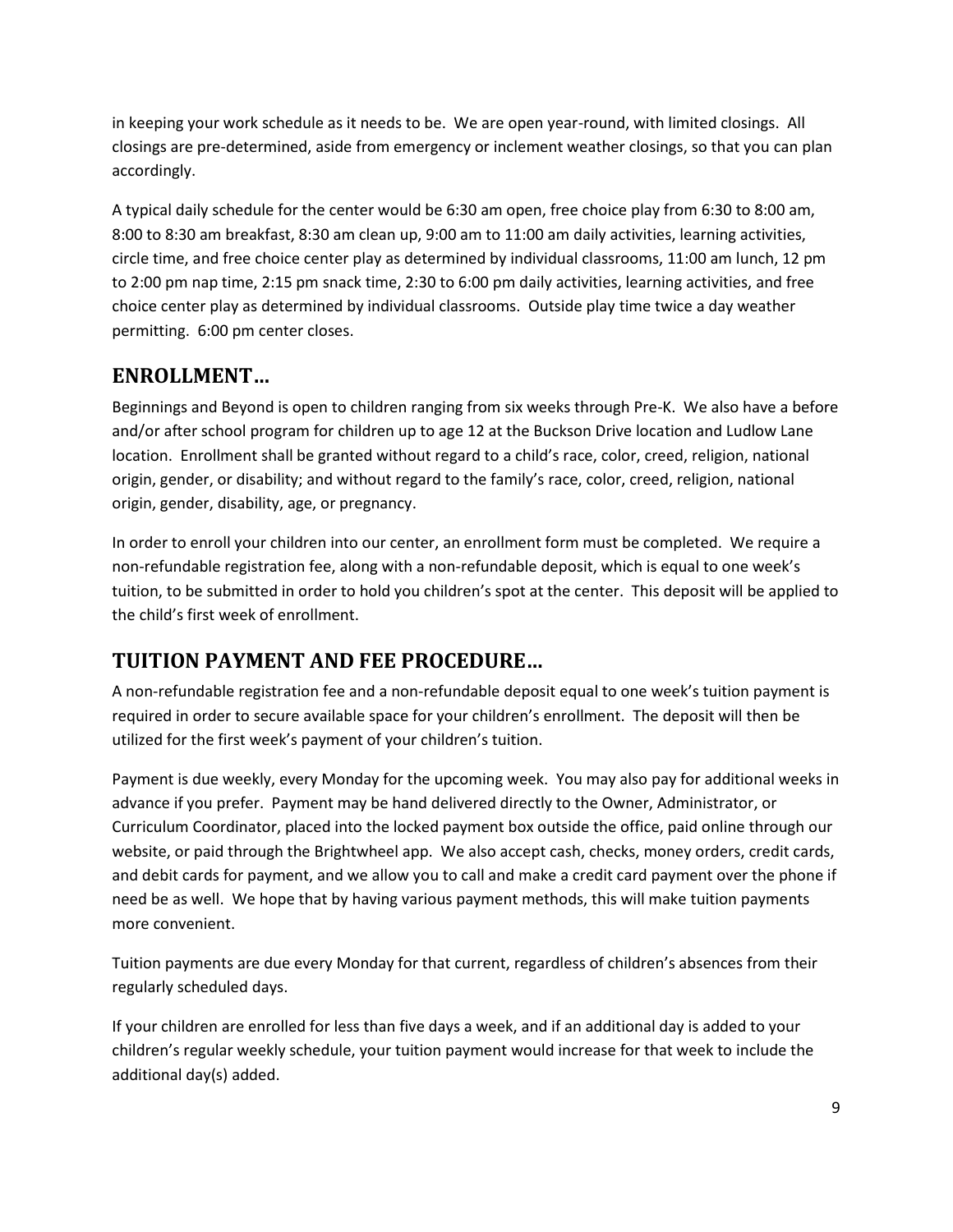in keeping your work schedule as it needs to be. We are open year-round, with limited closings. All closings are pre-determined, aside from emergency or inclement weather closings, so that you can plan accordingly.

A typical daily schedule for the center would be 6:30 am open, free choice play from 6:30 to 8:00 am, 8:00 to 8:30 am breakfast, 8:30 am clean up, 9:00 am to 11:00 am daily activities, learning activities, circle time, and free choice center play as determined by individual classrooms, 11:00 am lunch, 12 pm to 2:00 pm nap time, 2:15 pm snack time, 2:30 to 6:00 pm daily activities, learning activities, and free choice center play as determined by individual classrooms. Outside play time twice a day weather permitting. 6:00 pm center closes.

## ENROLLMENT…

Beginnings and Beyond is open to children ranging from six weeks through Pre-K. We also have a before and/or after school program for children up to age 12 at the Buckson Drive location and Ludlow Lane location. Enrollment shall be granted without regard to a child's race, color, creed, religion, national origin, gender, or disability; and without regard to the family's race, color, creed, religion, national origin, gender, disability, age, or pregnancy.

In order to enroll your children into our center, an enrollment form must be completed. We require a non-refundable registration fee, along with a non-refundable deposit, which is equal to one week's tuition, to be submitted in order to hold you children's spot at the center. This deposit will be applied to the child's first week of enrollment.

## TUITION PAYMENT AND FEE PROCEDURE…

A non-refundable registration fee and a non-refundable deposit equal to one week's tuition payment is required in order to secure available space for your children's enrollment. The deposit will then be utilized for the first week's payment of your children's tuition.

Payment is due weekly, every Monday for the upcoming week. You may also pay for additional weeks in advance if you prefer. Payment may be hand delivered directly to the Owner, Administrator, or Curriculum Coordinator, placed into the locked payment box outside the office, paid online through our website, or paid through the Brightwheel app. We also accept cash, checks, money orders, credit cards, and debit cards for payment, and we allow you to call and make a credit card payment over the phone if need be as well. We hope that by having various payment methods, this will make tuition payments more convenient.

Tuition payments are due every Monday for that current, regardless of children's absences from their regularly scheduled days.

If your children are enrolled for less than five days a week, and if an additional day is added to your children's regular weekly schedule, your tuition payment would increase for that week to include the additional day(s) added.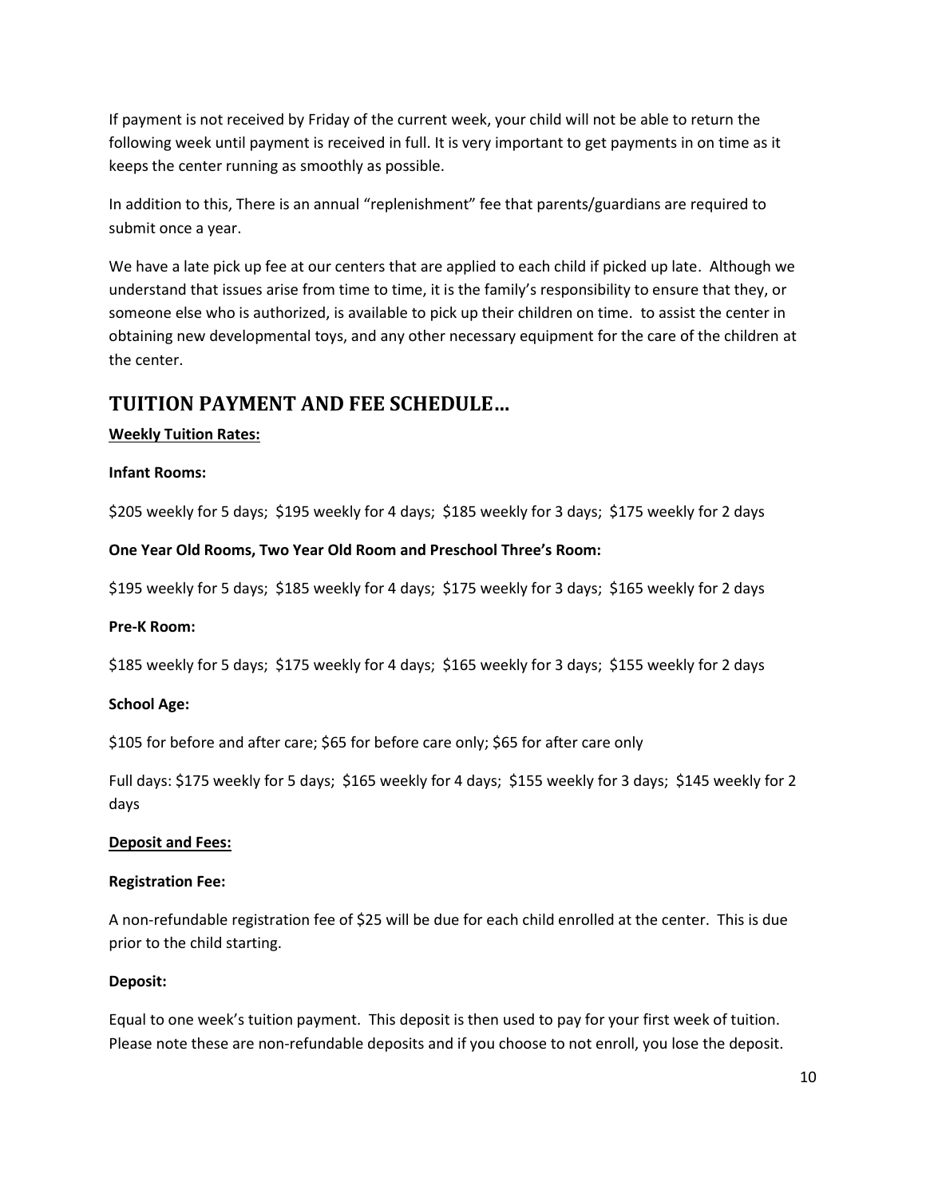If payment is not received by Friday of the current week, your child will not be able to return the following week until payment is received in full. It is very important to get payments in on time as it keeps the center running as smoothly as possible.

In addition to this, There is an annual "replenishment" fee that parents/guardians are required to submit once a year.

We have a late pick up fee at our centers that are applied to each child if picked up late. Although we understand that issues arise from time to time, it is the family's responsibility to ensure that they, or someone else who is authorized, is available to pick up their children on time. to assist the center in obtaining new developmental toys, and any other necessary equipment for the care of the children at the center.

## TUITION PAYMENT AND FEE SCHEDULE…

**Weekly Tuition Rates:**

**Infant Rooms:**

$205 weekly for 5 days; $195 weekly for 4 days; $185 weekly for 3 days; $175 weekly for 2 days

**One Year Old Rooms, Two Year Old Room and Preschool Three's Room:**

$195 weekly for 5 days; $185 weekly for 4 days; $175 weekly for 3 days; $165 weekly for 2 days

**Pre-K Room:**

$185 weekly for 5 days; $175 weekly for 4 days; $165 weekly for 3 days; $155 weekly for 2 days

**School Age:**

$105 for before and after care; $65 for before care only; $65 for after care only

Full days: $175 weekly for 5 days; $165 weekly for 4 days; $155 weekly for 3 days; $145 weekly for 2 days

**Deposit and Fees:**

**Registration Fee:**

A non-refundable registration fee of $25 will be due for each child enrolled at the center. This is due prior to the child starting.

**Deposit:**

Equal to one week's tuition payment. This deposit is then used to pay for your first week of tuition. Please note these are non-refundable deposits and if you choose to not enroll, you lose the deposit.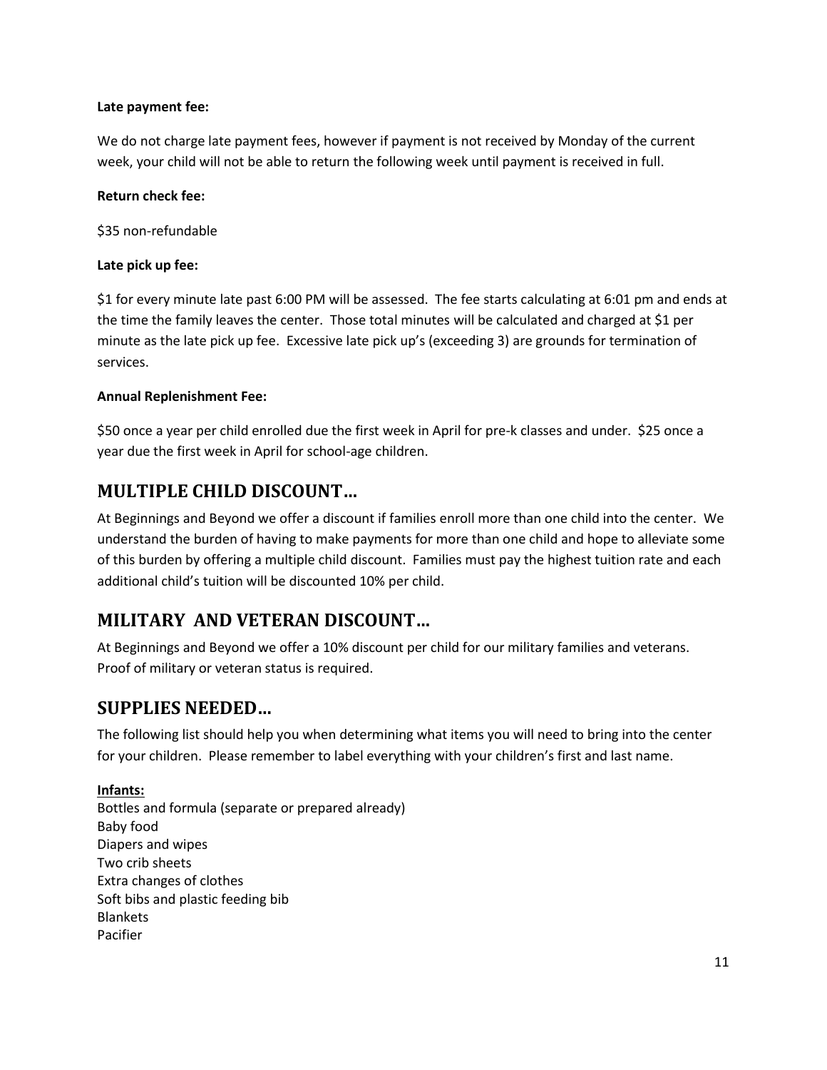**Late payment fee:**

We do not charge late payment fees, however if payment is not received by Monday of the current week, your child will not be able to return the following week until payment is received in full.

**Return check fee:**

$35 non-refundable

**Late pick up fee:**

$1 for every minute late past 6:00 PM will be assessed. The fee starts calculating at 6:01 pm and ends at the time the family leaves the center. Those total minutes will be calculated and charged at $1 per minute as the late pick up fee. Excessive late pick up's (exceeding 3) are grounds for termination of services.

**Annual Replenishment Fee:**

$50 once a year per child enrolled due the first week in April for pre-k classes and under. $25 once a year due the first week in April for school-age children.

## MULTIPLE CHILD DISCOUNT…

At Beginnings and Beyond we offer a discount if families enroll more than one child into the center. We understand the burden of having to make payments for more than one child and hope to alleviate some of this burden by offering a multiple child discount. Families must pay the highest tuition rate and each additional child's tuition will be discounted 10% per child.

## MILITARY AND VETERAN DISCOUNT…

At Beginnings and Beyond we offer a 10% discount per child for our military families and veterans. Proof of military or veteran status is required.

## SUPPLIES NEEDED…

The following list should help you when determining what items you will need to bring into the center for your children. Please remember to label everything with your children's first and last name.

**Infants:**

Bottles and formula (separate or prepared already)
Baby food
Diapers and wipes
Two crib sheets
Extra changes of clothes
Soft bibs and plastic feeding bib
Blankets
Pacifier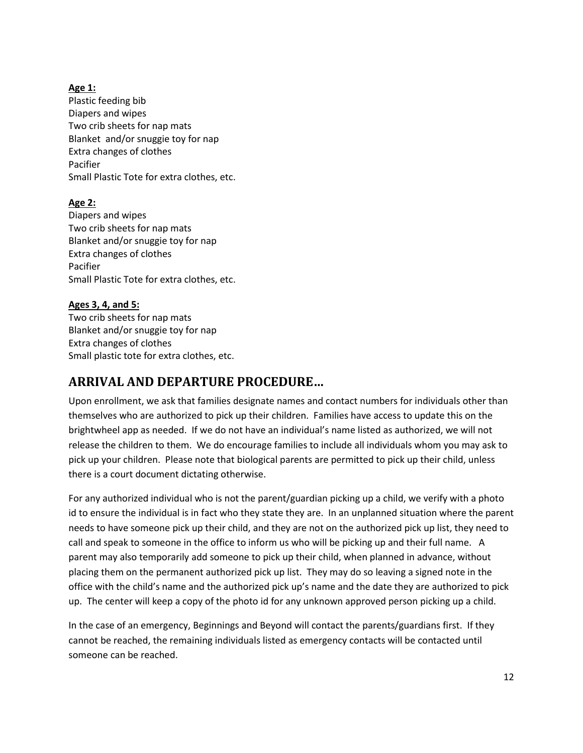**Age 1:**

Plastic feeding bib
Diapers and wipes
Two crib sheets for nap mats
Blanket and/or snuggie toy for nap
Extra changes of clothes
Pacifier
Small Plastic Tote for extra clothes, etc.

**Age 2:**

Diapers and wipes
Two crib sheets for nap mats
Blanket and/or snuggie toy for nap
Extra changes of clothes
Pacifier
Small Plastic Tote for extra clothes, etc.

**Ages 3, 4, and 5:**

Two crib sheets for nap mats
Blanket and/or snuggie toy for nap
Extra changes of clothes
Small plastic tote for extra clothes, etc.

## ARRIVAL AND DEPARTURE PROCEDURE…

Upon enrollment, we ask that families designate names and contact numbers for individuals other than themselves who are authorized to pick up their children. Families have access to update this on the brightwheel app as needed. If we do not have an individual's name listed as authorized, we will not release the children to them. We do encourage families to include all individuals whom you may ask to pick up your children. Please note that biological parents are permitted to pick up their child, unless there is a court document dictating otherwise.

For any authorized individual who is not the parent/guardian picking up a child, we verify with a photo id to ensure the individual is in fact who they state they are. In an unplanned situation where the parent needs to have someone pick up their child, and they are not on the authorized pick up list, they need to call and speak to someone in the office to inform us who will be picking up and their full name. A parent may also temporarily add someone to pick up their child, when planned in advance, without placing them on the permanent authorized pick up list. They may do so leaving a signed note in the office with the child's name and the authorized pick up's name and the date they are authorized to pick up. The center will keep a copy of the photo id for any unknown approved person picking up a child.

In the case of an emergency, Beginnings and Beyond will contact the parents/guardians first. If they cannot be reached, the remaining individuals listed as emergency contacts will be contacted until someone can be reached.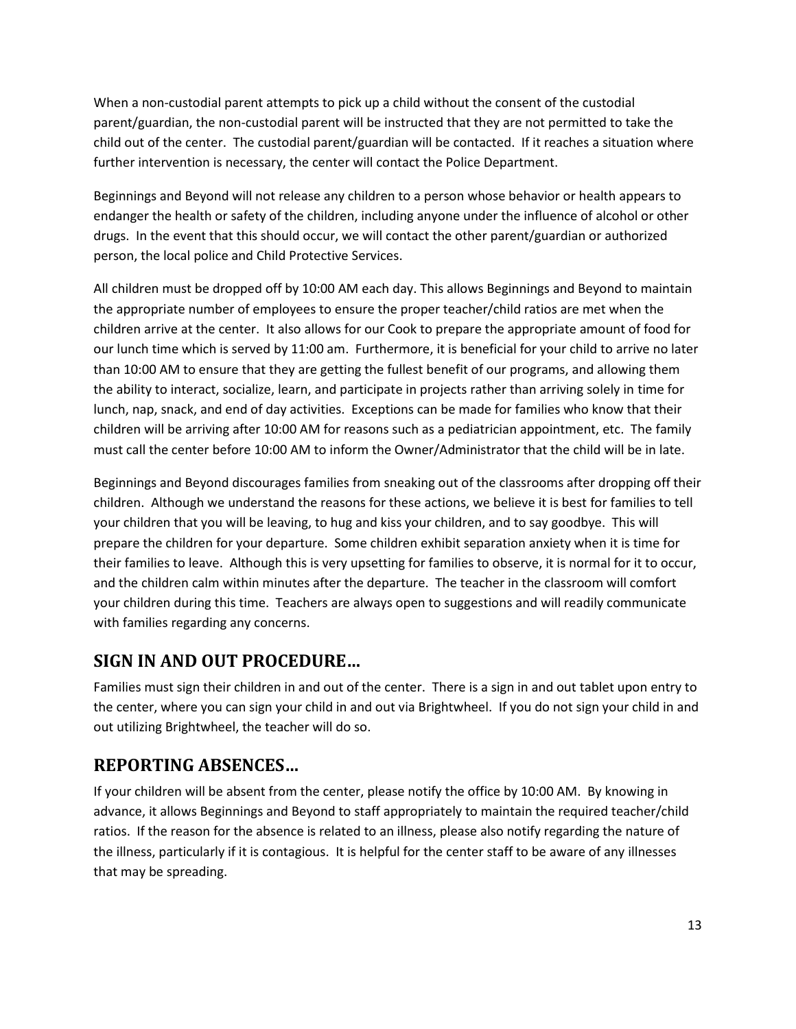When a non-custodial parent attempts to pick up a child without the consent of the custodial parent/guardian, the non-custodial parent will be instructed that they are not permitted to take the child out of the center. The custodial parent/guardian will be contacted. If it reaches a situation where further intervention is necessary, the center will contact the Police Department.

Beginnings and Beyond will not release any children to a person whose behavior or health appears to endanger the health or safety of the children, including anyone under the influence of alcohol or other drugs. In the event that this should occur, we will contact the other parent/guardian or authorized person, the local police and Child Protective Services.

All children must be dropped off by 10:00 AM each day. This allows Beginnings and Beyond to maintain the appropriate number of employees to ensure the proper teacher/child ratios are met when the children arrive at the center. It also allows for our Cook to prepare the appropriate amount of food for our lunch time which is served by 11:00 am. Furthermore, it is beneficial for your child to arrive no later than 10:00 AM to ensure that they are getting the fullest benefit of our programs, and allowing them the ability to interact, socialize, learn, and participate in projects rather than arriving solely in time for lunch, nap, snack, and end of day activities. Exceptions can be made for families who know that their children will be arriving after 10:00 AM for reasons such as a pediatrician appointment, etc. The family must call the center before 10:00 AM to inform the Owner/Administrator that the child will be in late.

Beginnings and Beyond discourages families from sneaking out of the classrooms after dropping off their children. Although we understand the reasons for these actions, we believe it is best for families to tell your children that you will be leaving, to hug and kiss your children, and to say goodbye. This will prepare the children for your departure. Some children exhibit separation anxiety when it is time for their families to leave. Although this is very upsetting for families to observe, it is normal for it to occur, and the children calm within minutes after the departure. The teacher in the classroom will comfort your children during this time. Teachers are always open to suggestions and will readily communicate with families regarding any concerns.

## SIGN IN AND OUT PROCEDURE…

Families must sign their children in and out of the center. There is a sign in and out tablet upon entry to the center, where you can sign your child in and out via Brightwheel. If you do not sign your child in and out utilizing Brightwheel, the teacher will do so.

## REPORTING ABSENCES…

If your children will be absent from the center, please notify the office by 10:00 AM. By knowing in advance, it allows Beginnings and Beyond to staff appropriately to maintain the required teacher/child ratios. If the reason for the absence is related to an illness, please also notify regarding the nature of the illness, particularly if it is contagious. It is helpful for the center staff to be aware of any illnesses that may be spreading.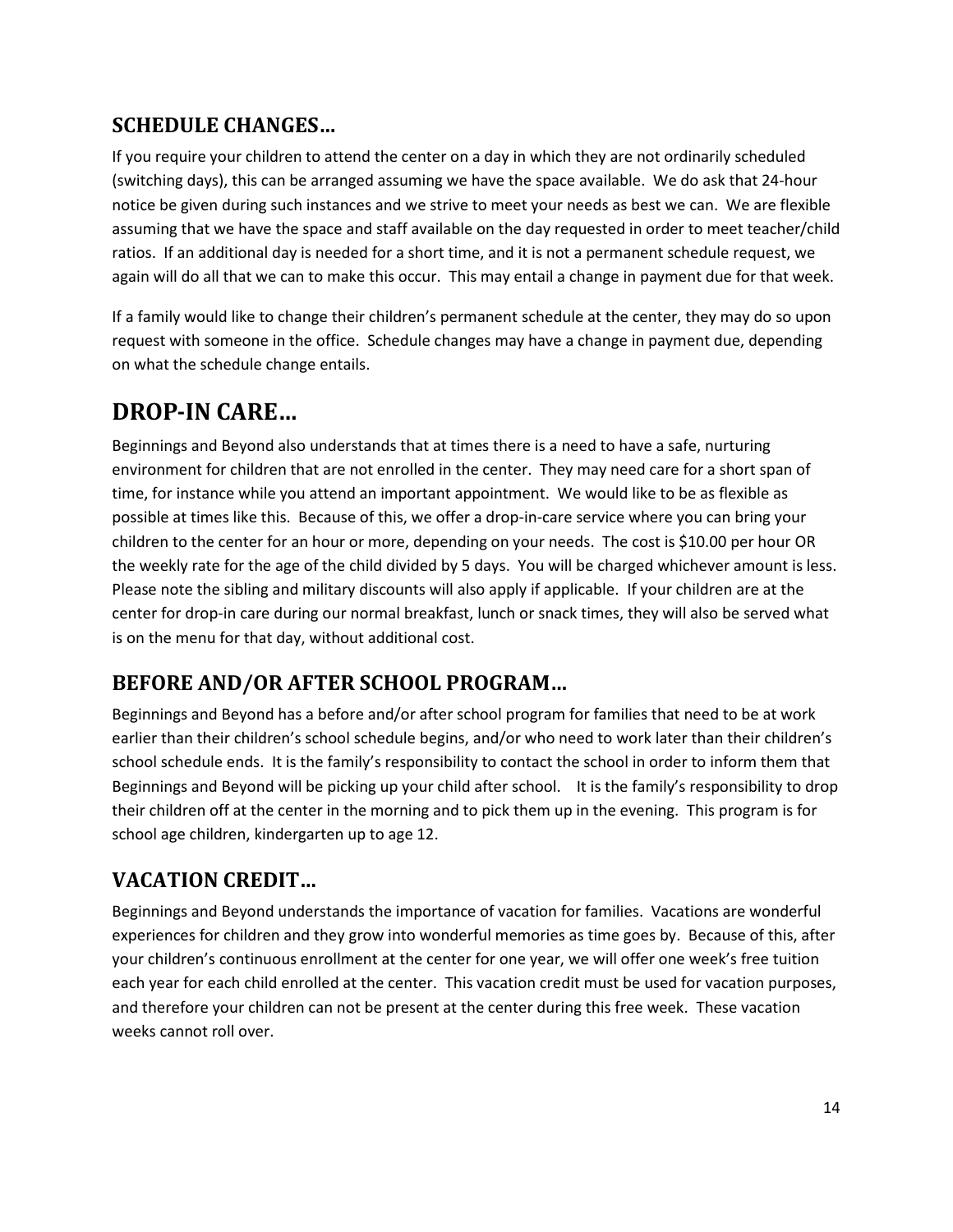## SCHEDULE CHANGES…

If you require your children to attend the center on a day in which they are not ordinarily scheduled (switching days), this can be arranged assuming we have the space available. We do ask that 24-hour notice be given during such instances and we strive to meet your needs as best we can. We are flexible assuming that we have the space and staff available on the day requested in order to meet teacher/child ratios. If an additional day is needed for a short time, and it is not a permanent schedule request, we again will do all that we can to make this occur. This may entail a change in payment due for that week.

If a family would like to change their children's permanent schedule at the center, they may do so upon request with someone in the office. Schedule changes may have a change in payment due, depending on what the schedule change entails.

# DROP-IN CARE…

Beginnings and Beyond also understands that at times there is a need to have a safe, nurturing environment for children that are not enrolled in the center. They may need care for a short span of time, for instance while you attend an important appointment. We would like to be as flexible as possible at times like this. Because of this, we offer a drop-in-care service where you can bring your children to the center for an hour or more, depending on your needs. The cost is $10.00 per hour OR the weekly rate for the age of the child divided by 5 days. You will be charged whichever amount is less. Please note the sibling and military discounts will also apply if applicable. If your children are at the center for drop-in care during our normal breakfast, lunch or snack times, they will also be served what is on the menu for that day, without additional cost.

## BEFORE AND/OR AFTER SCHOOL PROGRAM…

Beginnings and Beyond has a before and/or after school program for families that need to be at work earlier than their children's school schedule begins, and/or who need to work later than their children's school schedule ends. It is the family's responsibility to contact the school in order to inform them that Beginnings and Beyond will be picking up your child after school. It is the family's responsibility to drop their children off at the center in the morning and to pick them up in the evening. This program is for school age children, kindergarten up to age 12.

## VACATION CREDIT…

Beginnings and Beyond understands the importance of vacation for families. Vacations are wonderful experiences for children and they grow into wonderful memories as time goes by. Because of this, after your children's continuous enrollment at the center for one year, we will offer one week's free tuition each year for each child enrolled at the center. This vacation credit must be used for vacation purposes, and therefore your children can not be present at the center during this free week. These vacation weeks cannot roll over.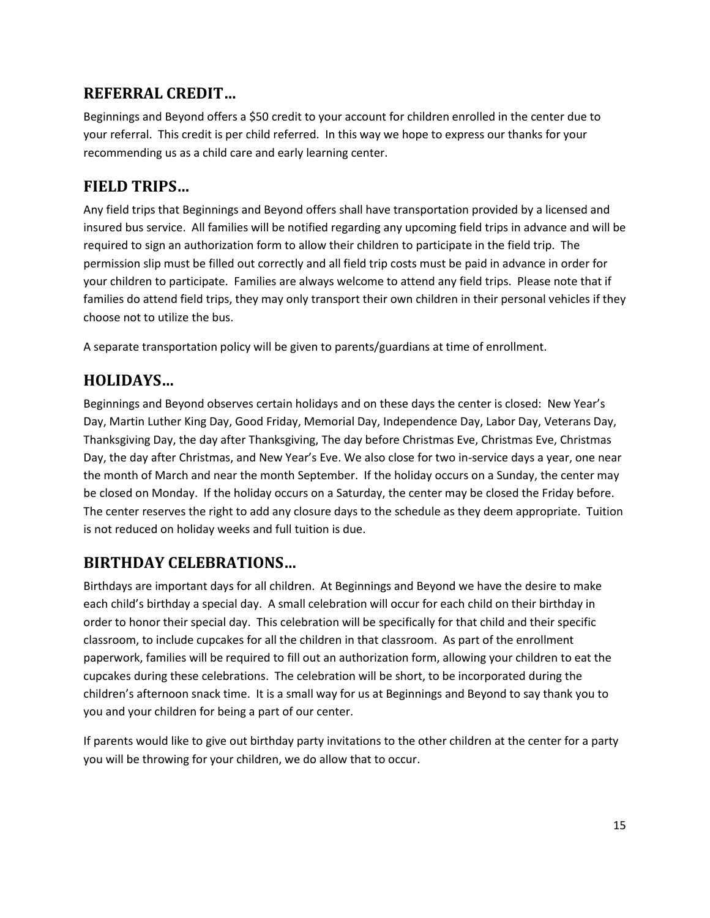## REFERRAL CREDIT…

Beginnings and Beyond offers a $50 credit to your account for children enrolled in the center due to your referral. This credit is per child referred. In this way we hope to express our thanks for your recommending us as a child care and early learning center.

## FIELD TRIPS…

Any field trips that Beginnings and Beyond offers shall have transportation provided by a licensed and insured bus service. All families will be notified regarding any upcoming field trips in advance and will be required to sign an authorization form to allow their children to participate in the field trip. The permission slip must be filled out correctly and all field trip costs must be paid in advance in order for your children to participate. Families are always welcome to attend any field trips. Please note that if families do attend field trips, they may only transport their own children in their personal vehicles if they choose not to utilize the bus.

A separate transportation policy will be given to parents/guardians at time of enrollment.

## HOLIDAYS…

Beginnings and Beyond observes certain holidays and on these days the center is closed: New Year's Day, Martin Luther King Day, Good Friday, Memorial Day, Independence Day, Labor Day, Veterans Day, Thanksgiving Day, the day after Thanksgiving, The day before Christmas Eve, Christmas Eve, Christmas Day, the day after Christmas, and New Year's Eve. We also close for two in-service days a year, one near the month of March and near the month September. If the holiday occurs on a Sunday, the center may be closed on Monday. If the holiday occurs on a Saturday, the center may be closed the Friday before. The center reserves the right to add any closure days to the schedule as they deem appropriate. Tuition is not reduced on holiday weeks and full tuition is due.

## BIRTHDAY CELEBRATIONS…

Birthdays are important days for all children. At Beginnings and Beyond we have the desire to make each child's birthday a special day. A small celebration will occur for each child on their birthday in order to honor their special day. This celebration will be specifically for that child and their specific classroom, to include cupcakes for all the children in that classroom. As part of the enrollment paperwork, families will be required to fill out an authorization form, allowing your children to eat the cupcakes during these celebrations. The celebration will be short, to be incorporated during the children's afternoon snack time. It is a small way for us at Beginnings and Beyond to say thank you to you and your children for being a part of our center.

If parents would like to give out birthday party invitations to the other children at the center for a party you will be throwing for your children, we do allow that to occur.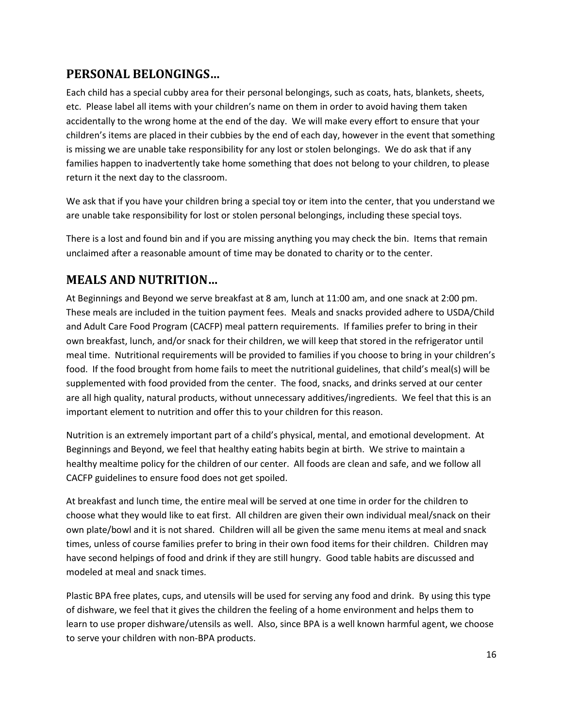## PERSONAL BELONGINGS…

Each child has a special cubby area for their personal belongings, such as coats, hats, blankets, sheets, etc. Please label all items with your children's name on them in order to avoid having them taken accidentally to the wrong home at the end of the day. We will make every effort to ensure that your children's items are placed in their cubbies by the end of each day, however in the event that something is missing we are unable take responsibility for any lost or stolen belongings. We do ask that if any families happen to inadvertently take home something that does not belong to your children, to please return it the next day to the classroom.

We ask that if you have your children bring a special toy or item into the center, that you understand we are unable take responsibility for lost or stolen personal belongings, including these special toys.

There is a lost and found bin and if you are missing anything you may check the bin. Items that remain unclaimed after a reasonable amount of time may be donated to charity or to the center.

## MEALS AND NUTRITION…

At Beginnings and Beyond we serve breakfast at 8 am, lunch at 11:00 am, and one snack at 2:00 pm. These meals are included in the tuition payment fees. Meals and snacks provided adhere to USDA/Child and Adult Care Food Program (CACFP) meal pattern requirements. If families prefer to bring in their own breakfast, lunch, and/or snack for their children, we will keep that stored in the refrigerator until meal time. Nutritional requirements will be provided to families if you choose to bring in your children's food. If the food brought from home fails to meet the nutritional guidelines, that child's meal(s) will be supplemented with food provided from the center. The food, snacks, and drinks served at our center are all high quality, natural products, without unnecessary additives/ingredients. We feel that this is an important element to nutrition and offer this to your children for this reason.

Nutrition is an extremely important part of a child's physical, mental, and emotional development. At Beginnings and Beyond, we feel that healthy eating habits begin at birth. We strive to maintain a healthy mealtime policy for the children of our center. All foods are clean and safe, and we follow all CACFP guidelines to ensure food does not get spoiled.

At breakfast and lunch time, the entire meal will be served at one time in order for the children to choose what they would like to eat first. All children are given their own individual meal/snack on their own plate/bowl and it is not shared. Children will all be given the same menu items at meal and snack times, unless of course families prefer to bring in their own food items for their children. Children may have second helpings of food and drink if they are still hungry. Good table habits are discussed and modeled at meal and snack times.

Plastic BPA free plates, cups, and utensils will be used for serving any food and drink. By using this type of dishware, we feel that it gives the children the feeling of a home environment and helps them to learn to use proper dishware/utensils as well. Also, since BPA is a well known harmful agent, we choose to serve your children with non-BPA products.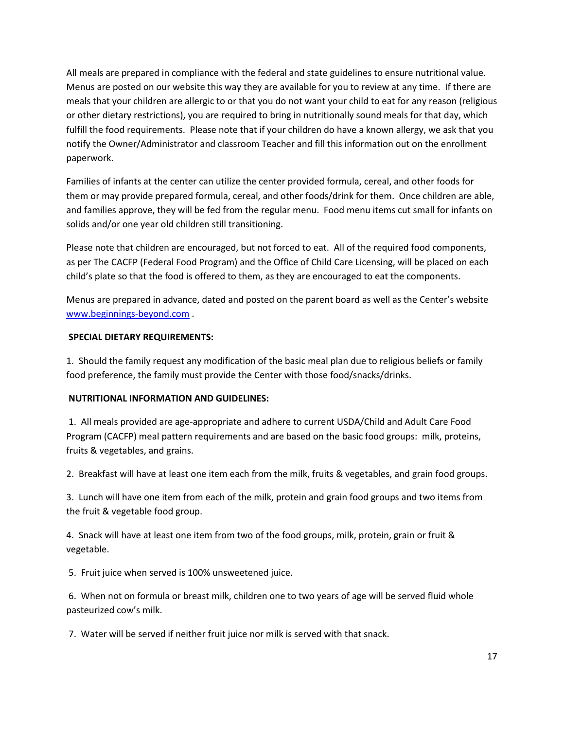All meals are prepared in compliance with the federal and state guidelines to ensure nutritional value. Menus are posted on our website this way they are available for you to review at any time. If there are meals that your children are allergic to or that you do not want your child to eat for any reason (religious or other dietary restrictions), you are required to bring in nutritionally sound meals for that day, which fulfill the food requirements. Please note that if your children do have a known allergy, we ask that you notify the Owner/Administrator and classroom Teacher and fill this information out on the enrollment paperwork.

Families of infants at the center can utilize the center provided formula, cereal, and other foods for them or may provide prepared formula, cereal, and other foods/drink for them. Once children are able, and families approve, they will be fed from the regular menu. Food menu items cut small for infants on solids and/or one year old children still transitioning.

Please note that children are encouraged, but not forced to eat. All of the required food components, as per The CACFP (Federal Food Program) and the Office of Child Care Licensing, will be placed on each child's plate so that the food is offered to them, as they are encouraged to eat the components.

Menus are prepared in advance, dated and posted on the parent board as well as the Center's website [www.beginnings-beyond.com](http://www.beginnings-beyond.com) .

**SPECIAL DIETARY REQUIREMENTS:**

1. Should the family request any modification of the basic meal plan due to religious beliefs or family food preference, the family must provide the Center with those food/snacks/drinks.

**NUTRITIONAL INFORMATION AND GUIDELINES:**

1. All meals provided are age-appropriate and adhere to current USDA/Child and Adult Care Food Program (CACFP) meal pattern requirements and are based on the basic food groups: milk, proteins, fruits & vegetables, and grains.

2. Breakfast will have at least one item each from the milk, fruits & vegetables, and grain food groups.

3. Lunch will have one item from each of the milk, protein and grain food groups and two items from the fruit & vegetable food group.

4. Snack will have at least one item from two of the food groups, milk, protein, grain or fruit & vegetable.

5. Fruit juice when served is 100% unsweetened juice.

6. When not on formula or breast milk, children one to two years of age will be served fluid whole pasteurized cow's milk.

7. Water will be served if neither fruit juice nor milk is served with that snack.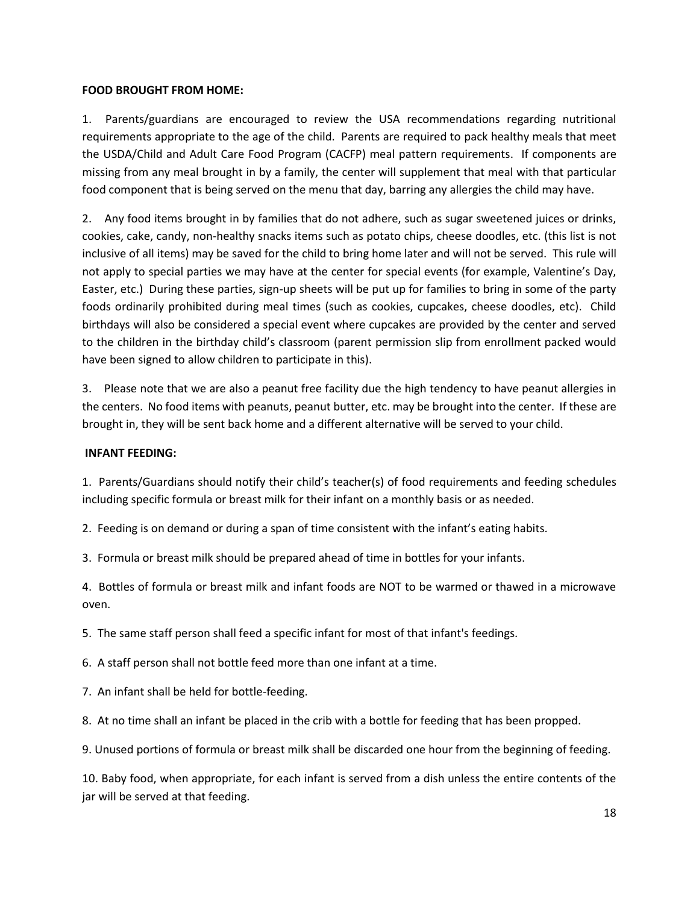**FOOD BROUGHT FROM HOME:**

1. Parents/guardians are encouraged to review the USA recommendations regarding nutritional requirements appropriate to the age of the child. Parents are required to pack healthy meals that meet the USDA/Child and Adult Care Food Program (CACFP) meal pattern requirements. If components are missing from any meal brought in by a family, the center will supplement that meal with that particular food component that is being served on the menu that day, barring any allergies the child may have.

2. Any food items brought in by families that do not adhere, such as sugar sweetened juices or drinks, cookies, cake, candy, non-healthy snacks items such as potato chips, cheese doodles, etc. (this list is not inclusive of all items) may be saved for the child to bring home later and will not be served. This rule will not apply to special parties we may have at the center for special events (for example, Valentine's Day, Easter, etc.) During these parties, sign-up sheets will be put up for families to bring in some of the party foods ordinarily prohibited during meal times (such as cookies, cupcakes, cheese doodles, etc). Child birthdays will also be considered a special event where cupcakes are provided by the center and served to the children in the birthday child's classroom (parent permission slip from enrollment packed would have been signed to allow children to participate in this).

3. Please note that we are also a peanut free facility due the high tendency to have peanut allergies in the centers. No food items with peanuts, peanut butter, etc. may be brought into the center. If these are brought in, they will be sent back home and a different alternative will be served to your child.

**INFANT FEEDING:**

1. Parents/Guardians should notify their child's teacher(s) of food requirements and feeding schedules including specific formula or breast milk for their infant on a monthly basis or as needed.

2. Feeding is on demand or during a span of time consistent with the infant's eating habits.

3. Formula or breast milk should be prepared ahead of time in bottles for your infants.

4. Bottles of formula or breast milk and infant foods are NOT to be warmed or thawed in a microwave oven.

5. The same staff person shall feed a specific infant for most of that infant's feedings.

6. A staff person shall not bottle feed more than one infant at a time.

7. An infant shall be held for bottle-feeding.

8. At no time shall an infant be placed in the crib with a bottle for feeding that has been propped.

9. Unused portions of formula or breast milk shall be discarded one hour from the beginning of feeding.

10. Baby food, when appropriate, for each infant is served from a dish unless the entire contents of the jar will be served at that feeding.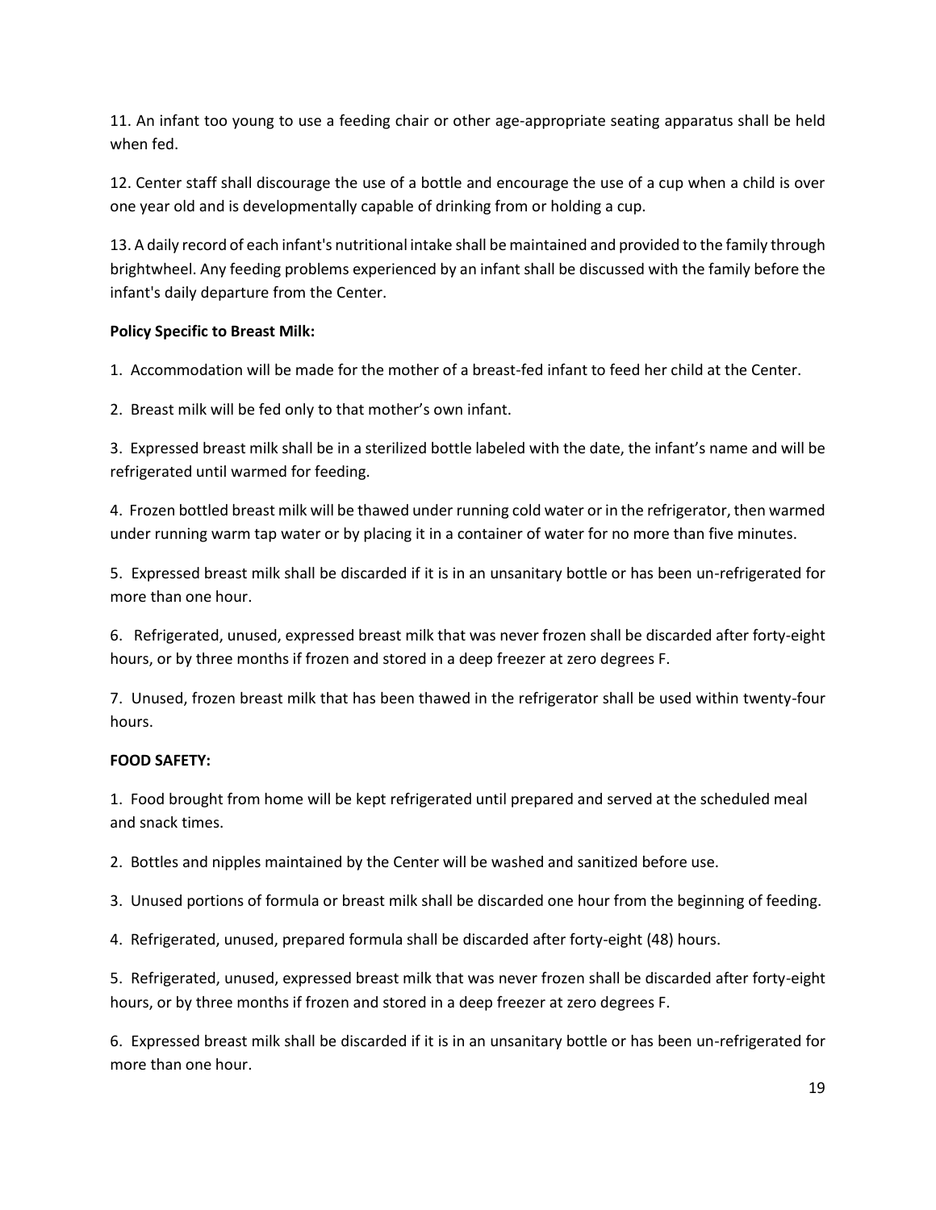11. An infant too young to use a feeding chair or other age-appropriate seating apparatus shall be held when fed.

12. Center staff shall discourage the use of a bottle and encourage the use of a cup when a child is over one year old and is developmentally capable of drinking from or holding a cup.

13. A daily record of each infant's nutritional intake shall be maintained and provided to the family through brightwheel. Any feeding problems experienced by an infant shall be discussed with the family before the infant's daily departure from the Center.

**Policy Specific to Breast Milk:**

1. Accommodation will be made for the mother of a breast-fed infant to feed her child at the Center.

2. Breast milk will be fed only to that mother's own infant.

3. Expressed breast milk shall be in a sterilized bottle labeled with the date, the infant's name and will be refrigerated until warmed for feeding.

4. Frozen bottled breast milk will be thawed under running cold water or in the refrigerator, then warmed under running warm tap water or by placing it in a container of water for no more than five minutes.

5. Expressed breast milk shall be discarded if it is in an unsanitary bottle or has been un-refrigerated for more than one hour.

6. Refrigerated, unused, expressed breast milk that was never frozen shall be discarded after forty-eight hours, or by three months if frozen and stored in a deep freezer at zero degrees F.

7. Unused, frozen breast milk that has been thawed in the refrigerator shall be used within twenty-four hours.

**FOOD SAFETY:**

1. Food brought from home will be kept refrigerated until prepared and served at the scheduled meal and snack times.

2. Bottles and nipples maintained by the Center will be washed and sanitized before use.

3. Unused portions of formula or breast milk shall be discarded one hour from the beginning of feeding.

4. Refrigerated, unused, prepared formula shall be discarded after forty-eight (48) hours.

5. Refrigerated, unused, expressed breast milk that was never frozen shall be discarded after forty-eight hours, or by three months if frozen and stored in a deep freezer at zero degrees F.

6. Expressed breast milk shall be discarded if it is in an unsanitary bottle or has been un-refrigerated for more than one hour.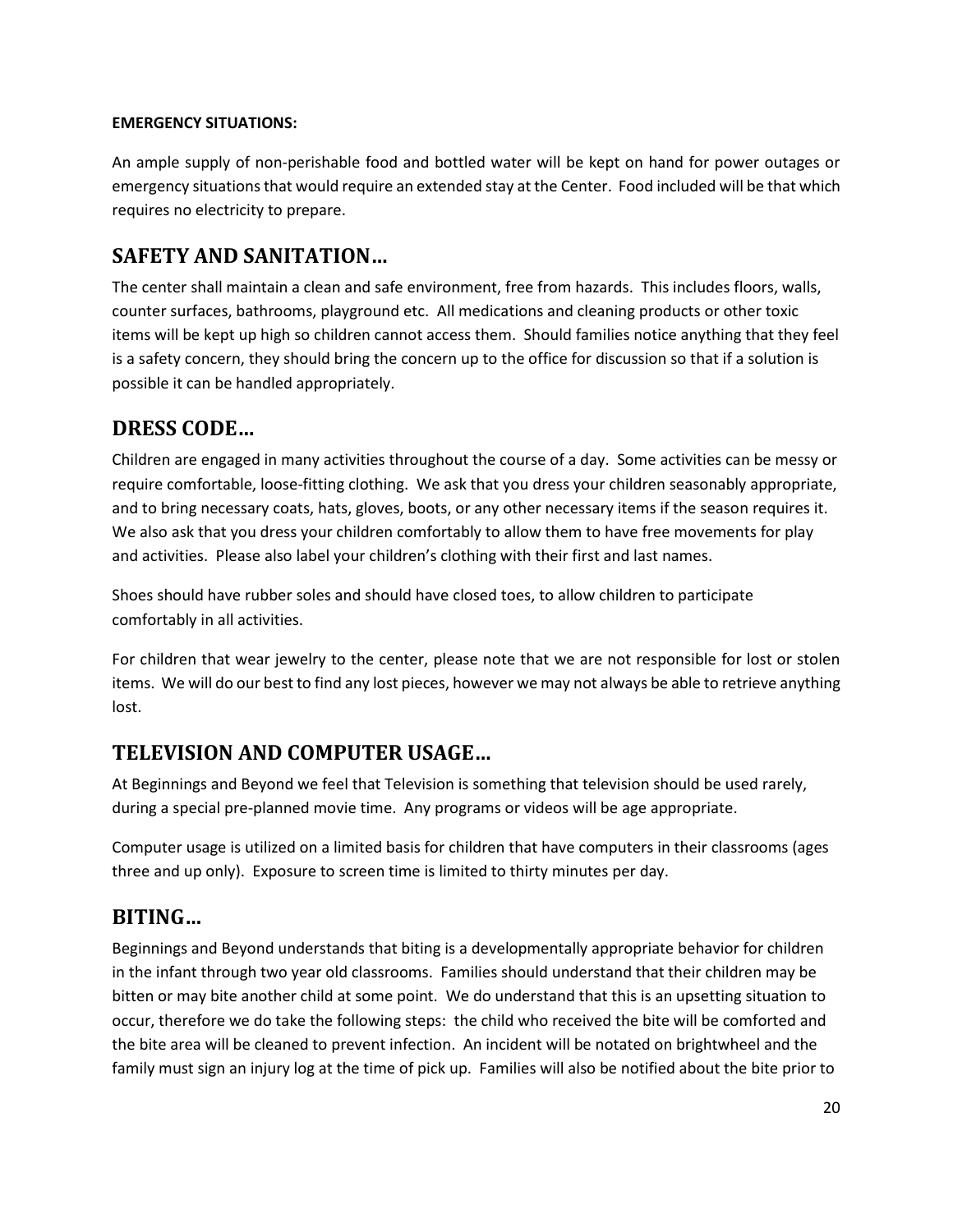**EMERGENCY SITUATIONS:**

An ample supply of non-perishable food and bottled water will be kept on hand for power outages or emergency situations that would require an extended stay at the Center. Food included will be that which requires no electricity to prepare.

## SAFETY AND SANITATION…

The center shall maintain a clean and safe environment, free from hazards. This includes floors, walls, counter surfaces, bathrooms, playground etc. All medications and cleaning products or other toxic items will be kept up high so children cannot access them. Should families notice anything that they feel is a safety concern, they should bring the concern up to the office for discussion so that if a solution is possible it can be handled appropriately.

## DRESS CODE…

Children are engaged in many activities throughout the course of a day. Some activities can be messy or require comfortable, loose-fitting clothing. We ask that you dress your children seasonably appropriate, and to bring necessary coats, hats, gloves, boots, or any other necessary items if the season requires it. We also ask that you dress your children comfortably to allow them to have free movements for play and activities. Please also label your children's clothing with their first and last names.

Shoes should have rubber soles and should have closed toes, to allow children to participate comfortably in all activities.

For children that wear jewelry to the center, please note that we are not responsible for lost or stolen items. We will do our best to find any lost pieces, however we may not always be able to retrieve anything lost.

## TELEVISION AND COMPUTER USAGE…

At Beginnings and Beyond we feel that Television is something that television should be used rarely, during a special pre-planned movie time. Any programs or videos will be age appropriate.

Computer usage is utilized on a limited basis for children that have computers in their classrooms (ages three and up only). Exposure to screen time is limited to thirty minutes per day.

## BITING…

Beginnings and Beyond understands that biting is a developmentally appropriate behavior for children in the infant through two year old classrooms. Families should understand that their children may be bitten or may bite another child at some point. We do understand that this is an upsetting situation to occur, therefore we do take the following steps: the child who received the bite will be comforted and the bite area will be cleaned to prevent infection. An incident will be notated on brightwheel and the family must sign an injury log at the time of pick up. Families will also be notified about the bite prior to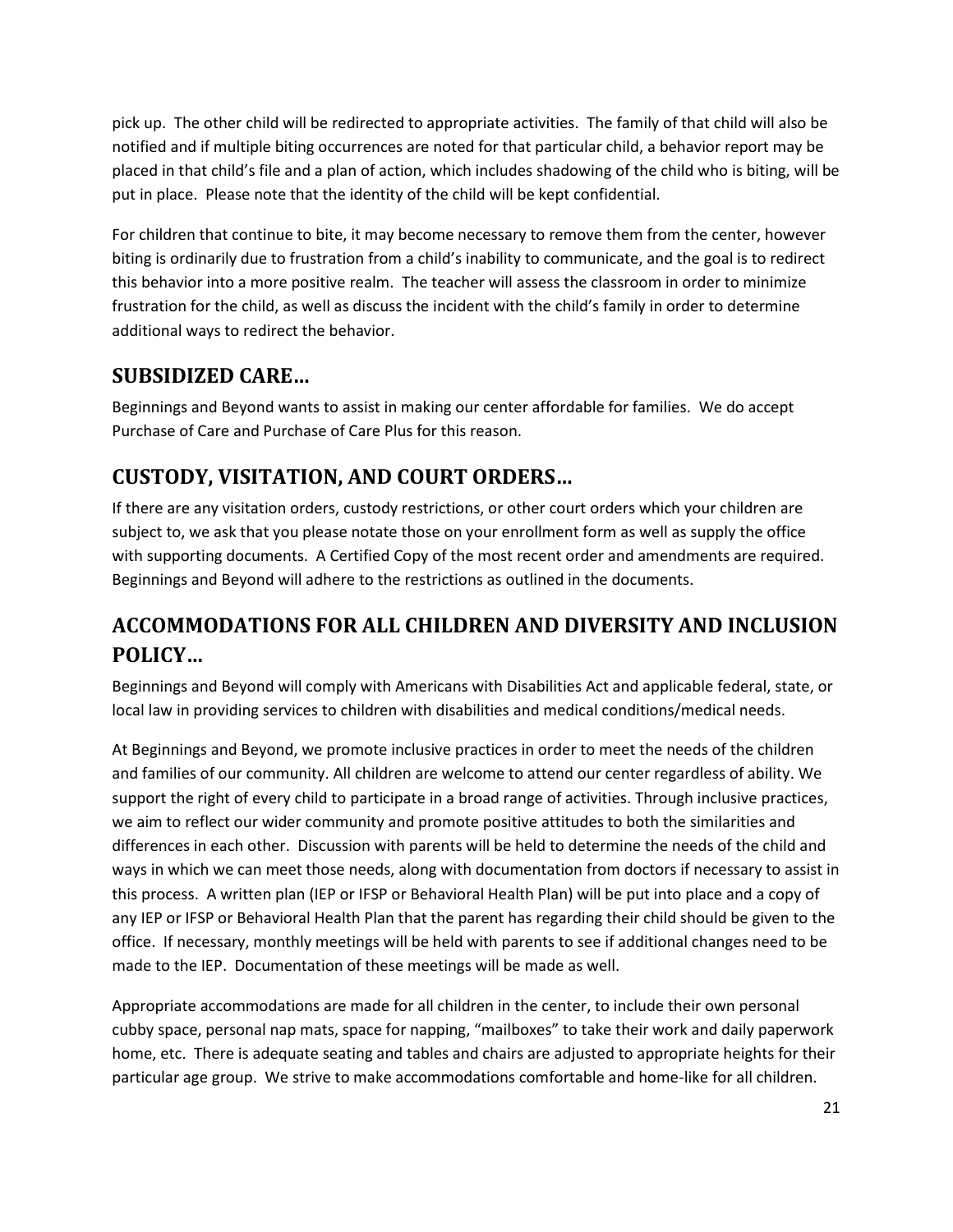pick up. The other child will be redirected to appropriate activities. The family of that child will also be notified and if multiple biting occurrences are noted for that particular child, a behavior report may be placed in that child's file and a plan of action, which includes shadowing of the child who is biting, will be put in place. Please note that the identity of the child will be kept confidential.

For children that continue to bite, it may become necessary to remove them from the center, however biting is ordinarily due to frustration from a child's inability to communicate, and the goal is to redirect this behavior into a more positive realm. The teacher will assess the classroom in order to minimize frustration for the child, as well as discuss the incident with the child's family in order to determine additional ways to redirect the behavior.

## SUBSIDIZED CARE…

Beginnings and Beyond wants to assist in making our center affordable for families. We do accept Purchase of Care and Purchase of Care Plus for this reason.

## CUSTODY, VISITATION, AND COURT ORDERS…

If there are any visitation orders, custody restrictions, or other court orders which your children are subject to, we ask that you please notate those on your enrollment form as well as supply the office with supporting documents. A Certified Copy of the most recent order and amendments are required. Beginnings and Beyond will adhere to the restrictions as outlined in the documents.

## ACCOMMODATIONS FOR ALL CHILDREN AND DIVERSITY AND INCLUSION POLICY…

Beginnings and Beyond will comply with Americans with Disabilities Act and applicable federal, state, or local law in providing services to children with disabilities and medical conditions/medical needs.

At Beginnings and Beyond, we promote inclusive practices in order to meet the needs of the children and families of our community. All children are welcome to attend our center regardless of ability. We support the right of every child to participate in a broad range of activities. Through inclusive practices, we aim to reflect our wider community and promote positive attitudes to both the similarities and differences in each other. Discussion with parents will be held to determine the needs of the child and ways in which we can meet those needs, along with documentation from doctors if necessary to assist in this process. A written plan (IEP or IFSP or Behavioral Health Plan) will be put into place and a copy of any IEP or IFSP or Behavioral Health Plan that the parent has regarding their child should be given to the office. If necessary, monthly meetings will be held with parents to see if additional changes need to be made to the IEP. Documentation of these meetings will be made as well.

Appropriate accommodations are made for all children in the center, to include their own personal cubby space, personal nap mats, space for napping, "mailboxes" to take their work and daily paperwork home, etc. There is adequate seating and tables and chairs are adjusted to appropriate heights for their particular age group. We strive to make accommodations comfortable and home-like for all children.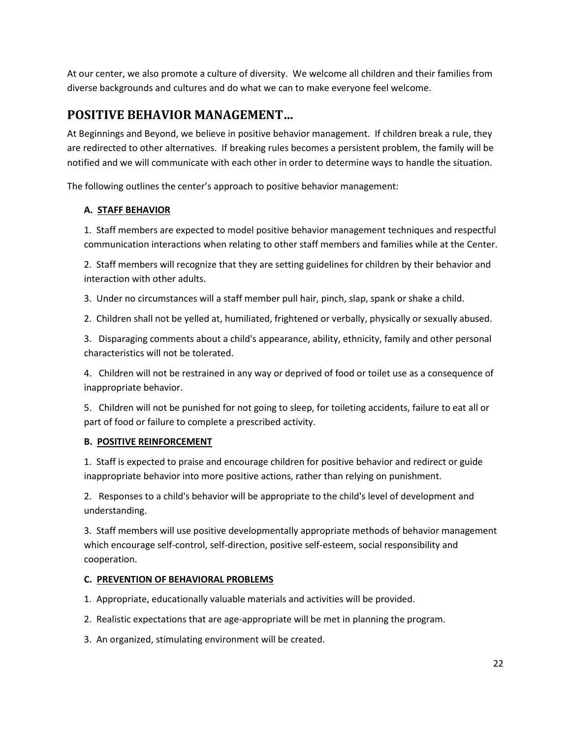At our center, we also promote a culture of diversity. We welcome all children and their families from diverse backgrounds and cultures and do what we can to make everyone feel welcome.

## POSITIVE BEHAVIOR MANAGEMENT…

At Beginnings and Beyond, we believe in positive behavior management. If children break a rule, they are redirected to other alternatives. If breaking rules becomes a persistent problem, the family will be notified and we will communicate with each other in order to determine ways to handle the situation.

The following outlines the center's approach to positive behavior management:

**A. STAFF BEHAVIOR**

1. Staff members are expected to model positive behavior management techniques and respectful communication interactions when relating to other staff members and families while at the Center.

2. Staff members will recognize that they are setting guidelines for children by their behavior and interaction with other adults.

3. Under no circumstances will a staff member pull hair, pinch, slap, spank or shake a child.

2. Children shall not be yelled at, humiliated, frightened or verbally, physically or sexually abused.

3. Disparaging comments about a child's appearance, ability, ethnicity, family and other personal characteristics will not be tolerated.

4. Children will not be restrained in any way or deprived of food or toilet use as a consequence of inappropriate behavior.

5. Children will not be punished for not going to sleep, for toileting accidents, failure to eat all or part of food or failure to complete a prescribed activity.

**B. POSITIVE REINFORCEMENT**

1. Staff is expected to praise and encourage children for positive behavior and redirect or guide inappropriate behavior into more positive actions, rather than relying on punishment.

2. Responses to a child's behavior will be appropriate to the child's level of development and understanding.

3. Staff members will use positive developmentally appropriate methods of behavior management which encourage self-control, self-direction, positive self-esteem, social responsibility and cooperation.

**C. PREVENTION OF BEHAVIORAL PROBLEMS**

1. Appropriate, educationally valuable materials and activities will be provided.

2. Realistic expectations that are age-appropriate will be met in planning the program.

3. An organized, stimulating environment will be created.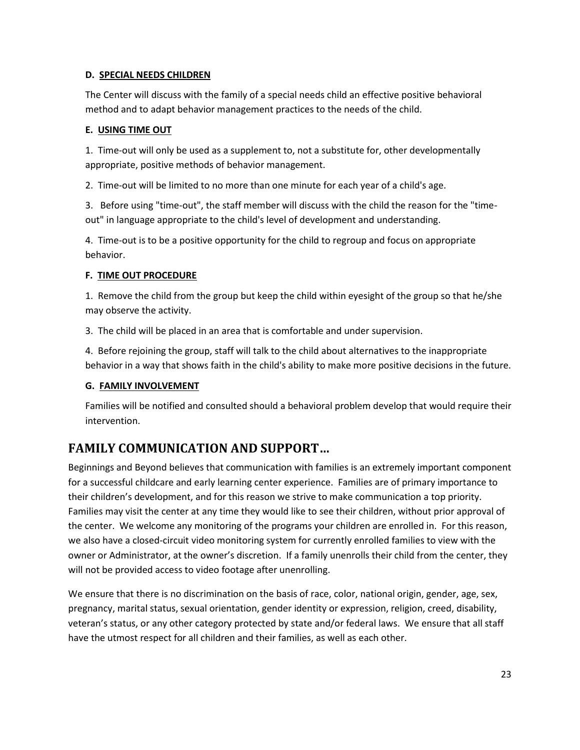#### D. SPECIAL NEEDS CHILDREN

The Center will discuss with the family of a special needs child an effective positive behavioral method and to adapt behavior management practices to the needs of the child.

#### E. USING TIME OUT

1. Time-out will only be used as a supplement to, not a substitute for, other developmentally appropriate, positive methods of behavior management.

2. Time-out will be limited to no more than one minute for each year of a child's age.

3. Before using "time-out", the staff member will discuss with the child the reason for the "time-out" in language appropriate to the child's level of development and understanding.

4. Time-out is to be a positive opportunity for the child to regroup and focus on appropriate behavior.

#### F. TIME OUT PROCEDURE

1. Remove the child from the group but keep the child within eyesight of the group so that he/she may observe the activity.

3. The child will be placed in an area that is comfortable and under supervision.

4. Before rejoining the group, staff will talk to the child about alternatives to the inappropriate behavior in a way that shows faith in the child's ability to make more positive decisions in the future.

#### G. FAMILY INVOLVEMENT

Families will be notified and consulted should a behavioral problem develop that would require their intervention.

## FAMILY COMMUNICATION AND SUPPORT…

Beginnings and Beyond believes that communication with families is an extremely important component for a successful childcare and early learning center experience. Families are of primary importance to their children's development, and for this reason we strive to make communication a top priority. Families may visit the center at any time they would like to see their children, without prior approval of the center. We welcome any monitoring of the programs your children are enrolled in. For this reason, we also have a closed-circuit video monitoring system for currently enrolled families to view with the owner or Administrator, at the owner's discretion. If a family unenrolls their child from the center, they will not be provided access to video footage after unenrolling.

We ensure that there is no discrimination on the basis of race, color, national origin, gender, age, sex, pregnancy, marital status, sexual orientation, gender identity or expression, religion, creed, disability, veteran's status, or any other category protected by state and/or federal laws. We ensure that all staff have the utmost respect for all children and their families, as well as each other.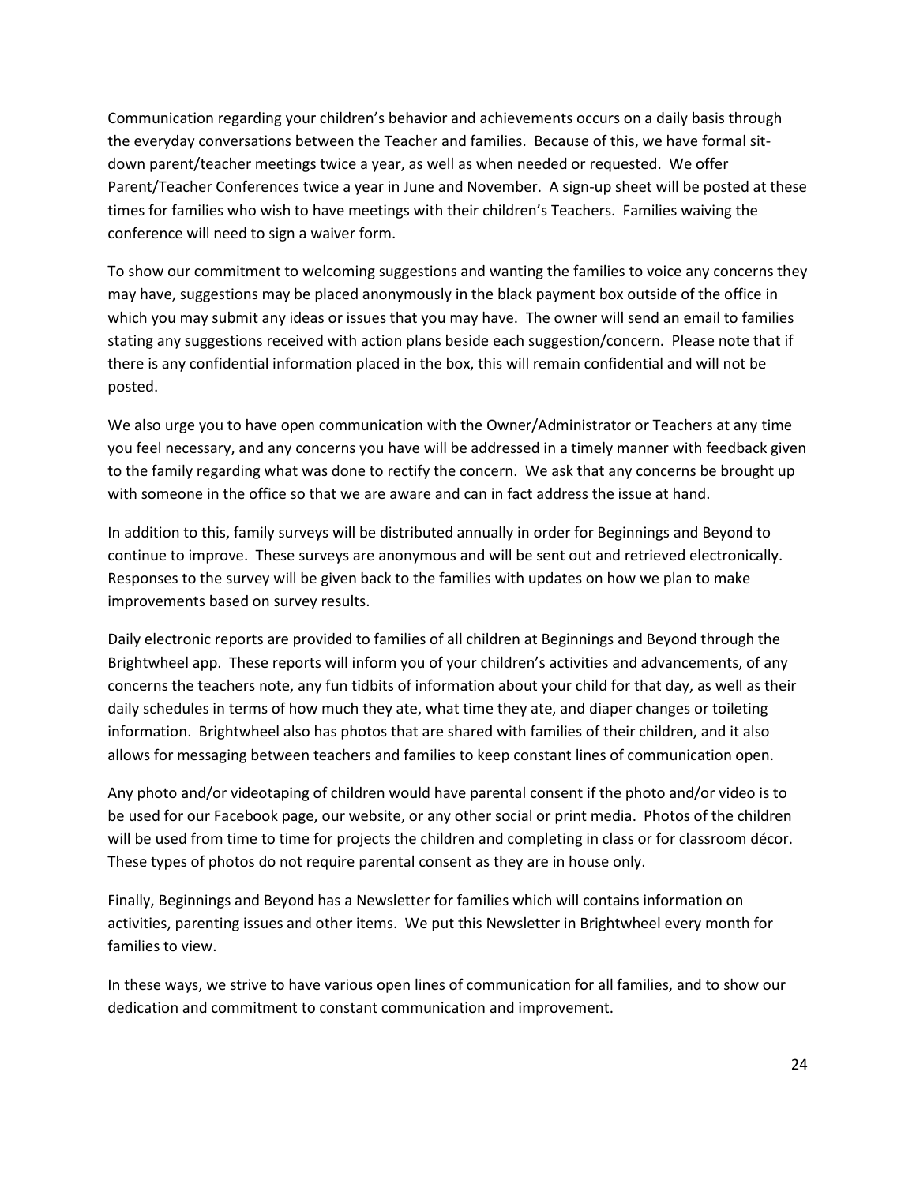Communication regarding your children's behavior and achievements occurs on a daily basis through the everyday conversations between the Teacher and families. Because of this, we have formal sit-down parent/teacher meetings twice a year, as well as when needed or requested. We offer Parent/Teacher Conferences twice a year in June and November. A sign-up sheet will be posted at these times for families who wish to have meetings with their children's Teachers. Families waiving the conference will need to sign a waiver form.

To show our commitment to welcoming suggestions and wanting the families to voice any concerns they may have, suggestions may be placed anonymously in the black payment box outside of the office in which you may submit any ideas or issues that you may have. The owner will send an email to families stating any suggestions received with action plans beside each suggestion/concern. Please note that if there is any confidential information placed in the box, this will remain confidential and will not be posted.

We also urge you to have open communication with the Owner/Administrator or Teachers at any time you feel necessary, and any concerns you have will be addressed in a timely manner with feedback given to the family regarding what was done to rectify the concern. We ask that any concerns be brought up with someone in the office so that we are aware and can in fact address the issue at hand.

In addition to this, family surveys will be distributed annually in order for Beginnings and Beyond to continue to improve. These surveys are anonymous and will be sent out and retrieved electronically. Responses to the survey will be given back to the families with updates on how we plan to make improvements based on survey results.

Daily electronic reports are provided to families of all children at Beginnings and Beyond through the Brightwheel app. These reports will inform you of your children's activities and advancements, of any concerns the teachers note, any fun tidbits of information about your child for that day, as well as their daily schedules in terms of how much they ate, what time they ate, and diaper changes or toileting information. Brightwheel also has photos that are shared with families of their children, and it also allows for messaging between teachers and families to keep constant lines of communication open.

Any photo and/or videotaping of children would have parental consent if the photo and/or video is to be used for our Facebook page, our website, or any other social or print media. Photos of the children will be used from time to time for projects the children and completing in class or for classroom décor. These types of photos do not require parental consent as they are in house only.

Finally, Beginnings and Beyond has a Newsletter for families which will contains information on activities, parenting issues and other items. We put this Newsletter in Brightwheel every month for families to view.

In these ways, we strive to have various open lines of communication for all families, and to show our dedication and commitment to constant communication and improvement.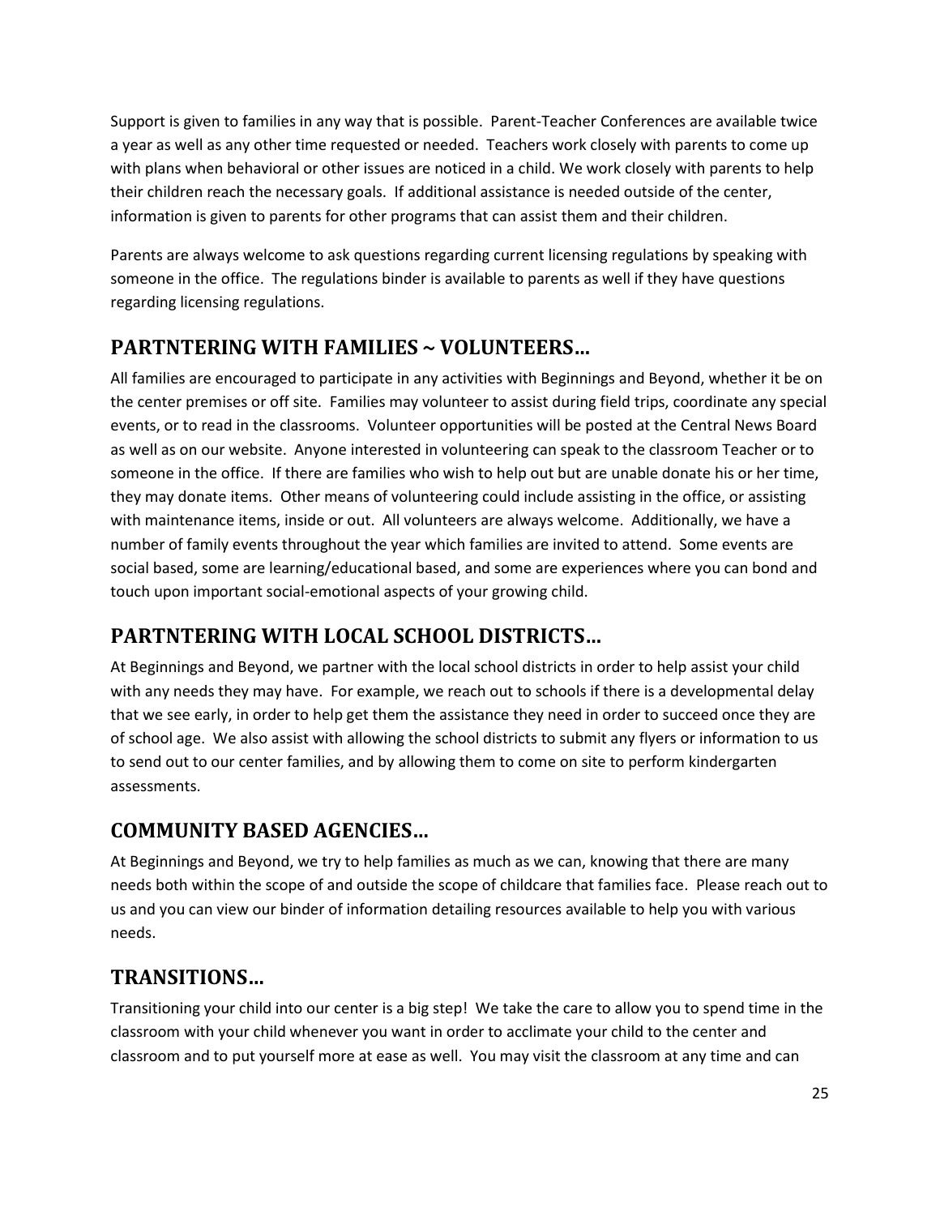Support is given to families in any way that is possible. Parent-Teacher Conferences are available twice a year as well as any other time requested or needed. Teachers work closely with parents to come up with plans when behavioral or other issues are noticed in a child. We work closely with parents to help their children reach the necessary goals. If additional assistance is needed outside of the center, information is given to parents for other programs that can assist them and their children.

Parents are always welcome to ask questions regarding current licensing regulations by speaking with someone in the office. The regulations binder is available to parents as well if they have questions regarding licensing regulations.

## PARTNTERING WITH FAMILIES ~ VOLUNTEERS…

All families are encouraged to participate in any activities with Beginnings and Beyond, whether it be on the center premises or off site. Families may volunteer to assist during field trips, coordinate any special events, or to read in the classrooms. Volunteer opportunities will be posted at the Central News Board as well as on our website. Anyone interested in volunteering can speak to the classroom Teacher or to someone in the office. If there are families who wish to help out but are unable donate his or her time, they may donate items. Other means of volunteering could include assisting in the office, or assisting with maintenance items, inside or out. All volunteers are always welcome. Additionally, we have a number of family events throughout the year which families are invited to attend. Some events are social based, some are learning/educational based, and some are experiences where you can bond and touch upon important social-emotional aspects of your growing child.

## PARTNTERING WITH LOCAL SCHOOL DISTRICTS…

At Beginnings and Beyond, we partner with the local school districts in order to help assist your child with any needs they may have. For example, we reach out to schools if there is a developmental delay that we see early, in order to help get them the assistance they need in order to succeed once they are of school age. We also assist with allowing the school districts to submit any flyers or information to us to send out to our center families, and by allowing them to come on site to perform kindergarten assessments.

## COMMUNITY BASED AGENCIES…

At Beginnings and Beyond, we try to help families as much as we can, knowing that there are many needs both within the scope of and outside the scope of childcare that families face. Please reach out to us and you can view our binder of information detailing resources available to help you with various needs.

## TRANSITIONS…

Transitioning your child into our center is a big step! We take the care to allow you to spend time in the classroom with your child whenever you want in order to acclimate your child to the center and classroom and to put yourself more at ease as well. You may visit the classroom at any time and can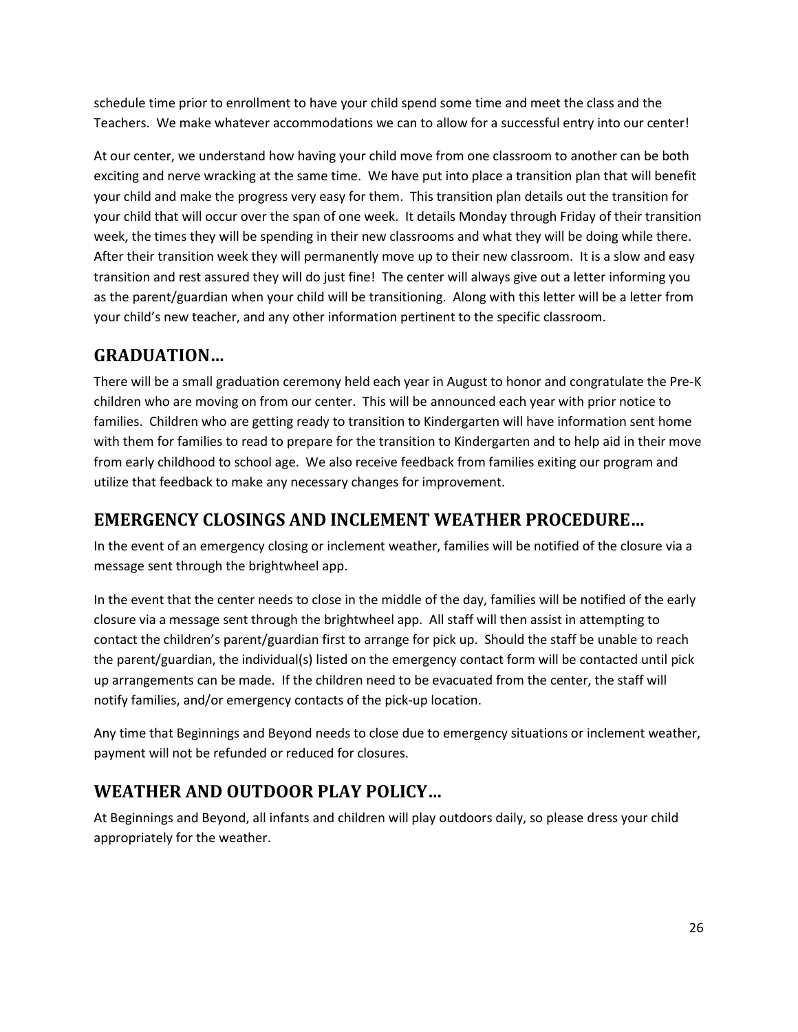schedule time prior to enrollment to have your child spend some time and meet the class and the Teachers. We make whatever accommodations we can to allow for a successful entry into our center!

At our center, we understand how having your child move from one classroom to another can be both exciting and nerve wracking at the same time. We have put into place a transition plan that will benefit your child and make the progress very easy for them. This transition plan details out the transition for your child that will occur over the span of one week. It details Monday through Friday of their transition week, the times they will be spending in their new classrooms and what they will be doing while there. After their transition week they will permanently move up to their new classroom. It is a slow and easy transition and rest assured they will do just fine! The center will always give out a letter informing you as the parent/guardian when your child will be transitioning. Along with this letter will be a letter from your child's new teacher, and any other information pertinent to the specific classroom.

## GRADUATION…

There will be a small graduation ceremony held each year in August to honor and congratulate the Pre-K children who are moving on from our center. This will be announced each year with prior notice to families. Children who are getting ready to transition to Kindergarten will have information sent home with them for families to read to prepare for the transition to Kindergarten and to help aid in their move from early childhood to school age. We also receive feedback from families exiting our program and utilize that feedback to make any necessary changes for improvement.

## EMERGENCY CLOSINGS AND INCLEMENT WEATHER PROCEDURE…

In the event of an emergency closing or inclement weather, families will be notified of the closure via a message sent through the brightwheel app.

In the event that the center needs to close in the middle of the day, families will be notified of the early closure via a message sent through the brightwheel app. All staff will then assist in attempting to contact the children's parent/guardian first to arrange for pick up. Should the staff be unable to reach the parent/guardian, the individual(s) listed on the emergency contact form will be contacted until pick up arrangements can be made. If the children need to be evacuated from the center, the staff will notify families, and/or emergency contacts of the pick-up location.

Any time that Beginnings and Beyond needs to close due to emergency situations or inclement weather, payment will not be refunded or reduced for closures.

## WEATHER AND OUTDOOR PLAY POLICY…

At Beginnings and Beyond, all infants and children will play outdoors daily, so please dress your child appropriately for the weather.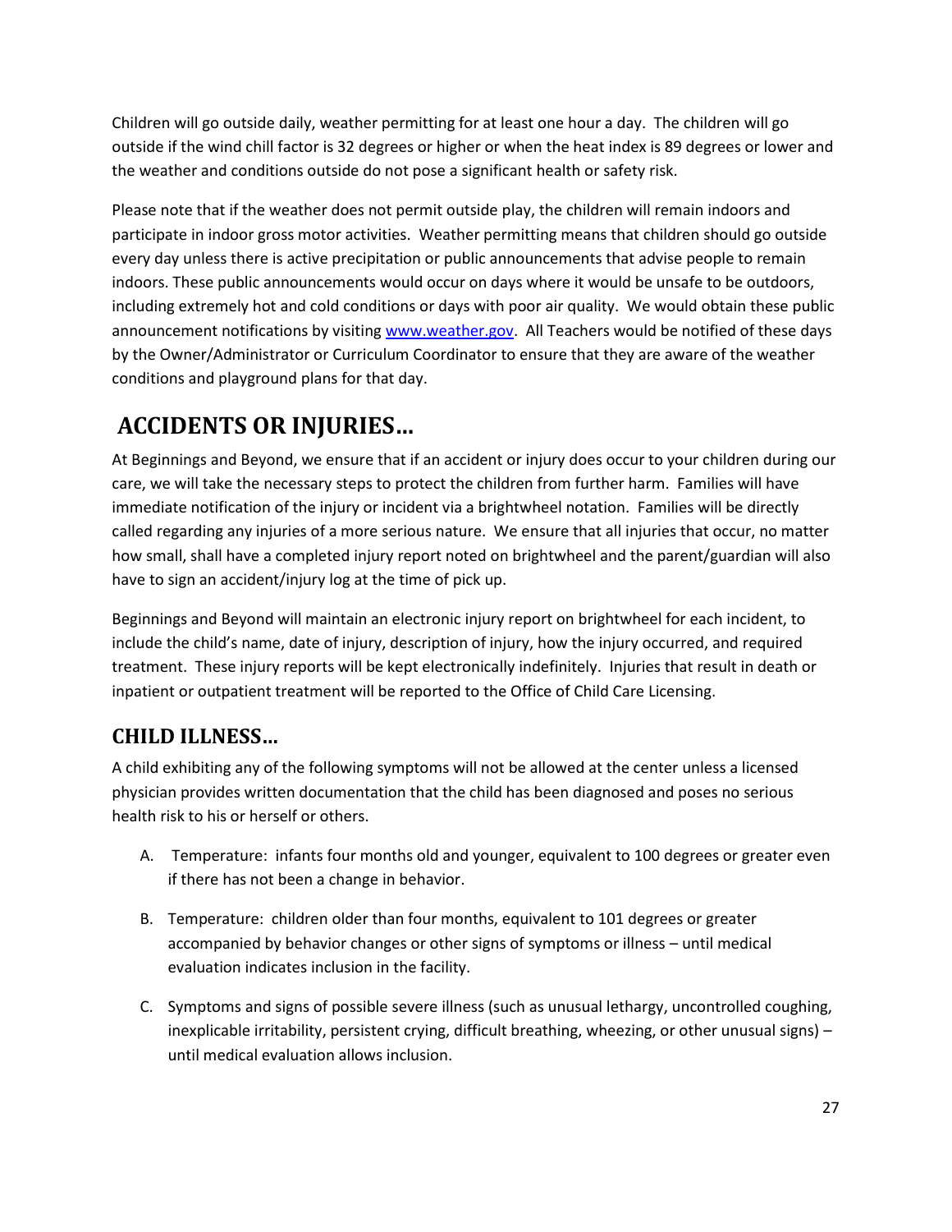Children will go outside daily, weather permitting for at least one hour a day. The children will go outside if the wind chill factor is 32 degrees or higher or when the heat index is 89 degrees or lower and the weather and conditions outside do not pose a significant health or safety risk.

Please note that if the weather does not permit outside play, the children will remain indoors and participate in indoor gross motor activities. Weather permitting means that children should go outside every day unless there is active precipitation or public announcements that advise people to remain indoors. These public announcements would occur on days where it would be unsafe to be outdoors, including extremely hot and cold conditions or days with poor air quality. We would obtain these public announcement notifications by visiting www.weather.gov. All Teachers would be notified of these days by the Owner/Administrator or Curriculum Coordinator to ensure that they are aware of the weather conditions and playground plans for that day.

# ACCIDENTS OR INJURIES…

At Beginnings and Beyond, we ensure that if an accident or injury does occur to your children during our care, we will take the necessary steps to protect the children from further harm. Families will have immediate notification of the injury or incident via a brightwheel notation. Families will be directly called regarding any injuries of a more serious nature. We ensure that all injuries that occur, no matter how small, shall have a completed injury report noted on brightwheel and the parent/guardian will also have to sign an accident/injury log at the time of pick up.

Beginnings and Beyond will maintain an electronic injury report on brightwheel for each incident, to include the child's name, date of injury, description of injury, how the injury occurred, and required treatment. These injury reports will be kept electronically indefinitely. Injuries that result in death or inpatient or outpatient treatment will be reported to the Office of Child Care Licensing.

## CHILD ILLNESS…

A child exhibiting any of the following symptoms will not be allowed at the center unless a licensed physician provides written documentation that the child has been diagnosed and poses no serious health risk to his or herself or others.

A. Temperature: infants four months old and younger, equivalent to 100 degrees or greater even if there has not been a change in behavior.

B. Temperature: children older than four months, equivalent to 101 degrees or greater accompanied by behavior changes or other signs of symptoms or illness – until medical evaluation indicates inclusion in the facility.

C. Symptoms and signs of possible severe illness (such as unusual lethargy, uncontrolled coughing, inexplicable irritability, persistent crying, difficult breathing, wheezing, or other unusual signs) – until medical evaluation allows inclusion.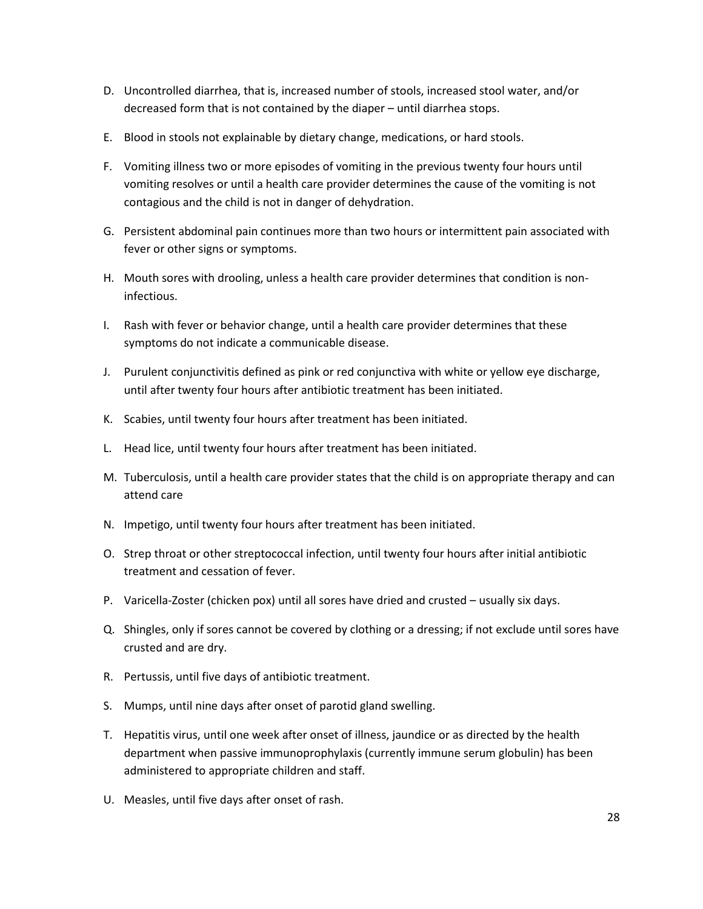D. Uncontrolled diarrhea, that is, increased number of stools, increased stool water, and/or decreased form that is not contained by the diaper – until diarrhea stops.

E. Blood in stools not explainable by dietary change, medications, or hard stools.

F. Vomiting illness two or more episodes of vomiting in the previous twenty four hours until vomiting resolves or until a health care provider determines the cause of the vomiting is not contagious and the child is not in danger of dehydration.

G. Persistent abdominal pain continues more than two hours or intermittent pain associated with fever or other signs or symptoms.

H. Mouth sores with drooling, unless a health care provider determines that condition is non-infectious.

I. Rash with fever or behavior change, until a health care provider determines that these symptoms do not indicate a communicable disease.

J. Purulent conjunctivitis defined as pink or red conjunctiva with white or yellow eye discharge, until after twenty four hours after antibiotic treatment has been initiated.

K. Scabies, until twenty four hours after treatment has been initiated.

L. Head lice, until twenty four hours after treatment has been initiated.

M. Tuberculosis, until a health care provider states that the child is on appropriate therapy and can attend care

N. Impetigo, until twenty four hours after treatment has been initiated.

O. Strep throat or other streptococcal infection, until twenty four hours after initial antibiotic treatment and cessation of fever.

P. Varicella-Zoster (chicken pox) until all sores have dried and crusted – usually six days.

Q. Shingles, only if sores cannot be covered by clothing or a dressing; if not exclude until sores have crusted and are dry.

R. Pertussis, until five days of antibiotic treatment.

S. Mumps, until nine days after onset of parotid gland swelling.

T. Hepatitis virus, until one week after onset of illness, jaundice or as directed by the health department when passive immunoprophylaxis (currently immune serum globulin) has been administered to appropriate children and staff.

U. Measles, until five days after onset of rash.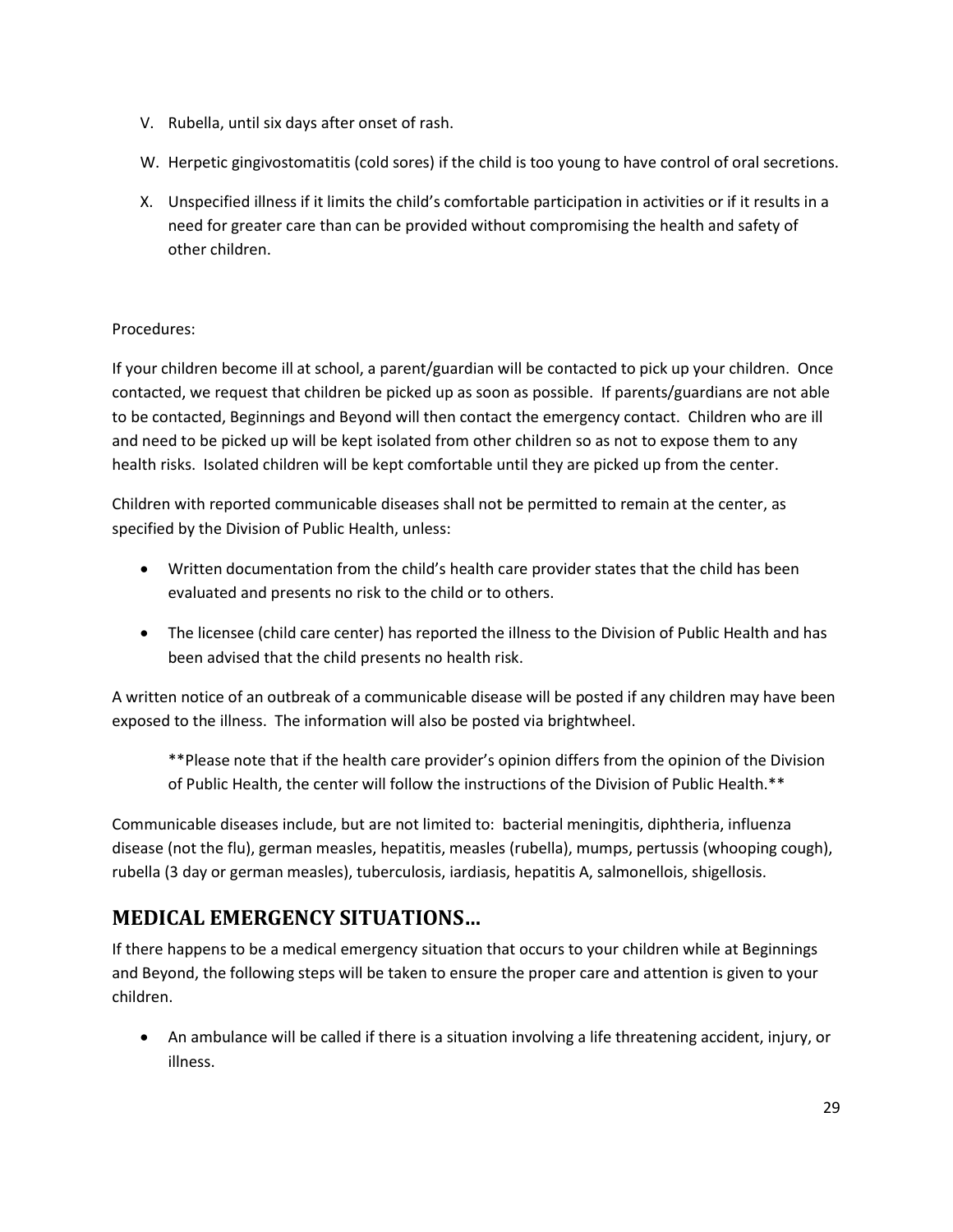V. Rubella, until six days after onset of rash.

W. Herpetic gingivostomatitis (cold sores) if the child is too young to have control of oral secretions.

X. Unspecified illness if it limits the child's comfortable participation in activities or if it results in a need for greater care than can be provided without compromising the health and safety of other children.

Procedures:

If your children become ill at school, a parent/guardian will be contacted to pick up your children. Once contacted, we request that children be picked up as soon as possible. If parents/guardians are not able to be contacted, Beginnings and Beyond will then contact the emergency contact. Children who are ill and need to be picked up will be kept isolated from other children so as not to expose them to any health risks. Isolated children will be kept comfortable until they are picked up from the center.

Children with reported communicable diseases shall not be permitted to remain at the center, as specified by the Division of Public Health, unless:

- Written documentation from the child's health care provider states that the child has been evaluated and presents no risk to the child or to others.
- The licensee (child care center) has reported the illness to the Division of Public Health and has been advised that the child presents no health risk.

A written notice of an outbreak of a communicable disease will be posted if any children may have been exposed to the illness. The information will also be posted via brightwheel.

> **Please note that if the health care provider's opinion differs from the opinion of the Division of Public Health, the center will follow the instructions of the Division of Public Health.**

Communicable diseases include, but are not limited to: bacterial meningitis, diphtheria, influenza disease (not the flu), german measles, hepatitis, measles (rubella), mumps, pertussis (whooping cough), rubella (3 day or german measles), tuberculosis, iardiasis, hepatitis A, salmonellois, shigellosis.

## MEDICAL EMERGENCY SITUATIONS…

If there happens to be a medical emergency situation that occurs to your children while at Beginnings and Beyond, the following steps will be taken to ensure the proper care and attention is given to your children.

- An ambulance will be called if there is a situation involving a life threatening accident, injury, or illness.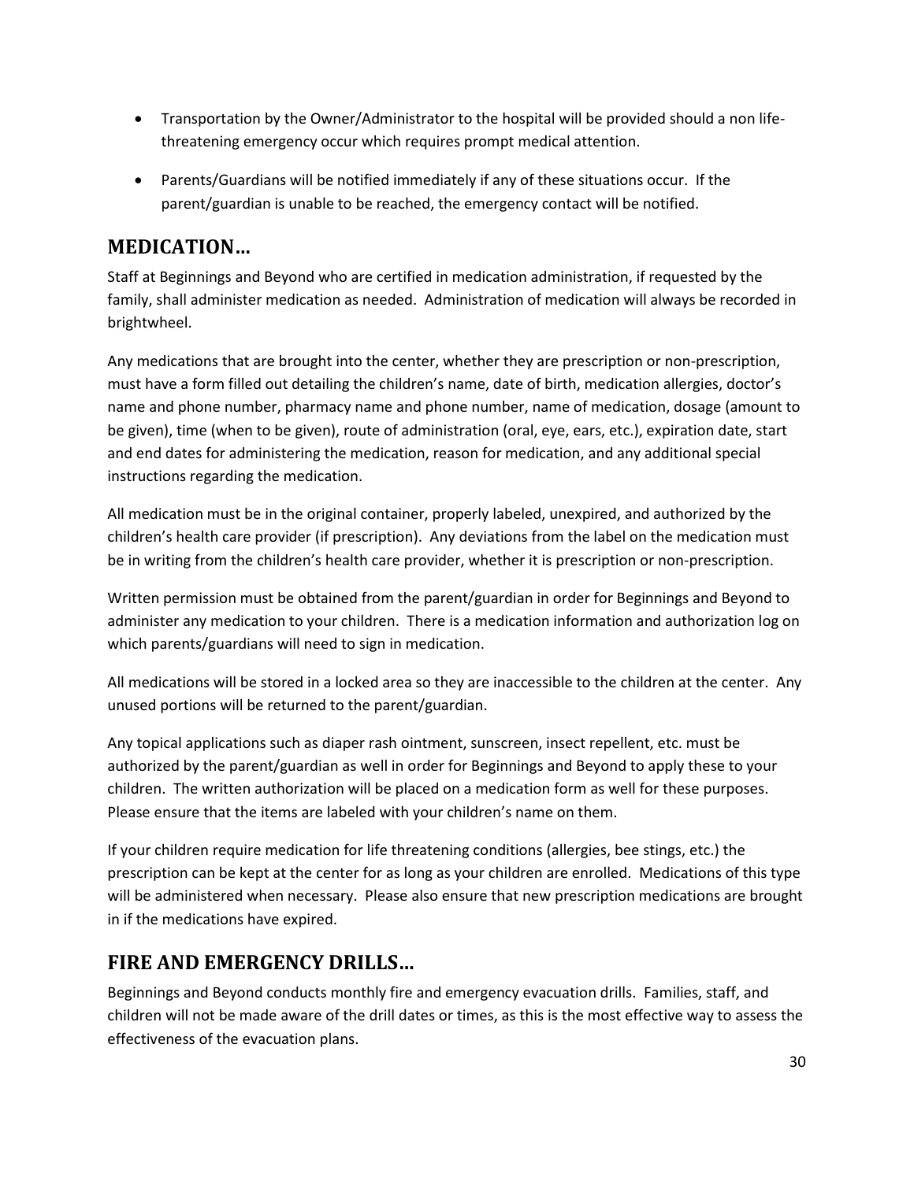- Transportation by the Owner/Administrator to the hospital will be provided should a non life-threatening emergency occur which requires prompt medical attention.
- Parents/Guardians will be notified immediately if any of these situations occur. If the parent/guardian is unable to be reached, the emergency contact will be notified.

## MEDICATION…

Staff at Beginnings and Beyond who are certified in medication administration, if requested by the family, shall administer medication as needed. Administration of medication will always be recorded in brightwheel.

Any medications that are brought into the center, whether they are prescription or non-prescription, must have a form filled out detailing the children's name, date of birth, medication allergies, doctor's name and phone number, pharmacy name and phone number, name of medication, dosage (amount to be given), time (when to be given), route of administration (oral, eye, ears, etc.), expiration date, start and end dates for administering the medication, reason for medication, and any additional special instructions regarding the medication.

All medication must be in the original container, properly labeled, unexpired, and authorized by the children's health care provider (if prescription). Any deviations from the label on the medication must be in writing from the children's health care provider, whether it is prescription or non-prescription.

Written permission must be obtained from the parent/guardian in order for Beginnings and Beyond to administer any medication to your children. There is a medication information and authorization log on which parents/guardians will need to sign in medication.

All medications will be stored in a locked area so they are inaccessible to the children at the center. Any unused portions will be returned to the parent/guardian.

Any topical applications such as diaper rash ointment, sunscreen, insect repellent, etc. must be authorized by the parent/guardian as well in order for Beginnings and Beyond to apply these to your children. The written authorization will be placed on a medication form as well for these purposes. Please ensure that the items are labeled with your children's name on them.

If your children require medication for life threatening conditions (allergies, bee stings, etc.) the prescription can be kept at the center for as long as your children are enrolled. Medications of this type will be administered when necessary. Please also ensure that new prescription medications are brought in if the medications have expired.

## FIRE AND EMERGENCY DRILLS…

Beginnings and Beyond conducts monthly fire and emergency evacuation drills. Families, staff, and children will not be made aware of the drill dates or times, as this is the most effective way to assess the effectiveness of the evacuation plans.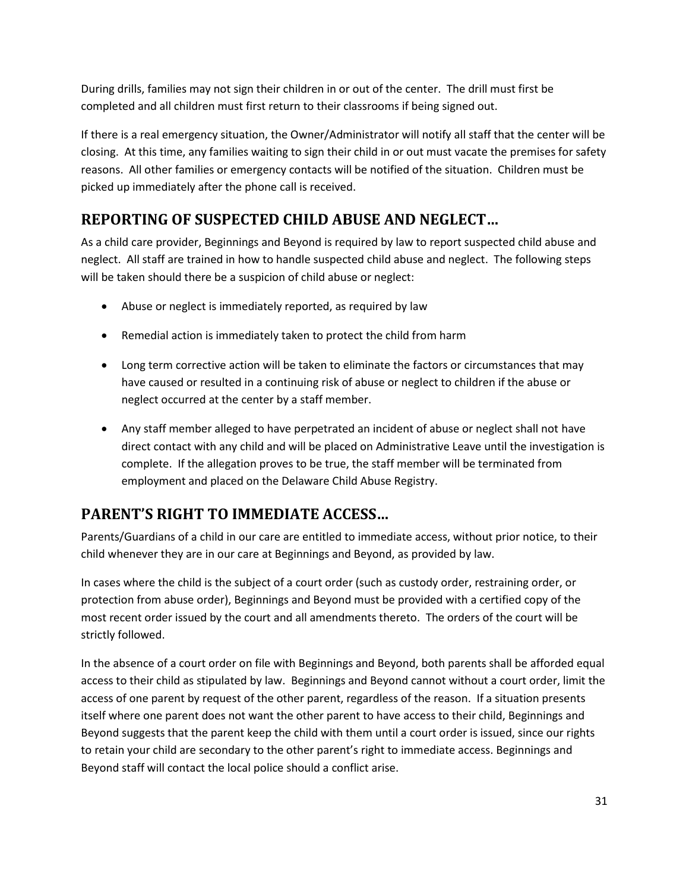During drills, families may not sign their children in or out of the center. The drill must first be completed and all children must first return to their classrooms if being signed out.

If there is a real emergency situation, the Owner/Administrator will notify all staff that the center will be closing. At this time, any families waiting to sign their child in or out must vacate the premises for safety reasons. All other families or emergency contacts will be notified of the situation. Children must be picked up immediately after the phone call is received.

## REPORTING OF SUSPECTED CHILD ABUSE AND NEGLECT…

As a child care provider, Beginnings and Beyond is required by law to report suspected child abuse and neglect. All staff are trained in how to handle suspected child abuse and neglect. The following steps will be taken should there be a suspicion of child abuse or neglect:

- Abuse or neglect is immediately reported, as required by law
- Remedial action is immediately taken to protect the child from harm
- Long term corrective action will be taken to eliminate the factors or circumstances that may have caused or resulted in a continuing risk of abuse or neglect to children if the abuse or neglect occurred at the center by a staff member.
- Any staff member alleged to have perpetrated an incident of abuse or neglect shall not have direct contact with any child and will be placed on Administrative Leave until the investigation is complete. If the allegation proves to be true, the staff member will be terminated from employment and placed on the Delaware Child Abuse Registry.

## PARENT'S RIGHT TO IMMEDIATE ACCESS…

Parents/Guardians of a child in our care are entitled to immediate access, without prior notice, to their child whenever they are in our care at Beginnings and Beyond, as provided by law.

In cases where the child is the subject of a court order (such as custody order, restraining order, or protection from abuse order), Beginnings and Beyond must be provided with a certified copy of the most recent order issued by the court and all amendments thereto. The orders of the court will be strictly followed.

In the absence of a court order on file with Beginnings and Beyond, both parents shall be afforded equal access to their child as stipulated by law. Beginnings and Beyond cannot without a court order, limit the access of one parent by request of the other parent, regardless of the reason. If a situation presents itself where one parent does not want the other parent to have access to their child, Beginnings and Beyond suggests that the parent keep the child with them until a court order is issued, since our rights to retain your child are secondary to the other parent's right to immediate access. Beginnings and Beyond staff will contact the local police should a conflict arise.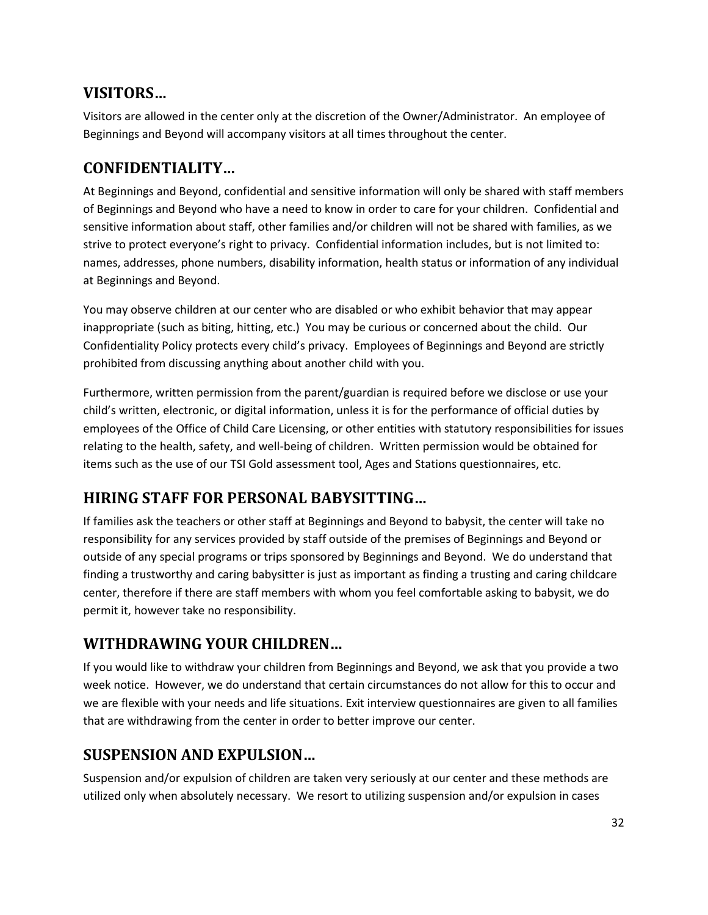## VISITORS…

Visitors are allowed in the center only at the discretion of the Owner/Administrator. An employee of Beginnings and Beyond will accompany visitors at all times throughout the center.

## CONFIDENTIALITY…

At Beginnings and Beyond, confidential and sensitive information will only be shared with staff members of Beginnings and Beyond who have a need to know in order to care for your children. Confidential and sensitive information about staff, other families and/or children will not be shared with families, as we strive to protect everyone's right to privacy. Confidential information includes, but is not limited to: names, addresses, phone numbers, disability information, health status or information of any individual at Beginnings and Beyond.

You may observe children at our center who are disabled or who exhibit behavior that may appear inappropriate (such as biting, hitting, etc.) You may be curious or concerned about the child. Our Confidentiality Policy protects every child's privacy. Employees of Beginnings and Beyond are strictly prohibited from discussing anything about another child with you.

Furthermore, written permission from the parent/guardian is required before we disclose or use your child's written, electronic, or digital information, unless it is for the performance of official duties by employees of the Office of Child Care Licensing, or other entities with statutory responsibilities for issues relating to the health, safety, and well-being of children. Written permission would be obtained for items such as the use of our TSI Gold assessment tool, Ages and Stations questionnaires, etc.

## HIRING STAFF FOR PERSONAL BABYSITTING…

If families ask the teachers or other staff at Beginnings and Beyond to babysit, the center will take no responsibility for any services provided by staff outside of the premises of Beginnings and Beyond or outside of any special programs or trips sponsored by Beginnings and Beyond. We do understand that finding a trustworthy and caring babysitter is just as important as finding a trusting and caring childcare center, therefore if there are staff members with whom you feel comfortable asking to babysit, we do permit it, however take no responsibility.

## WITHDRAWING YOUR CHILDREN…

If you would like to withdraw your children from Beginnings and Beyond, we ask that you provide a two week notice. However, we do understand that certain circumstances do not allow for this to occur and we are flexible with your needs and life situations. Exit interview questionnaires are given to all families that are withdrawing from the center in order to better improve our center.

## SUSPENSION AND EXPULSION…

Suspension and/or expulsion of children are taken very seriously at our center and these methods are utilized only when absolutely necessary. We resort to utilizing suspension and/or expulsion in cases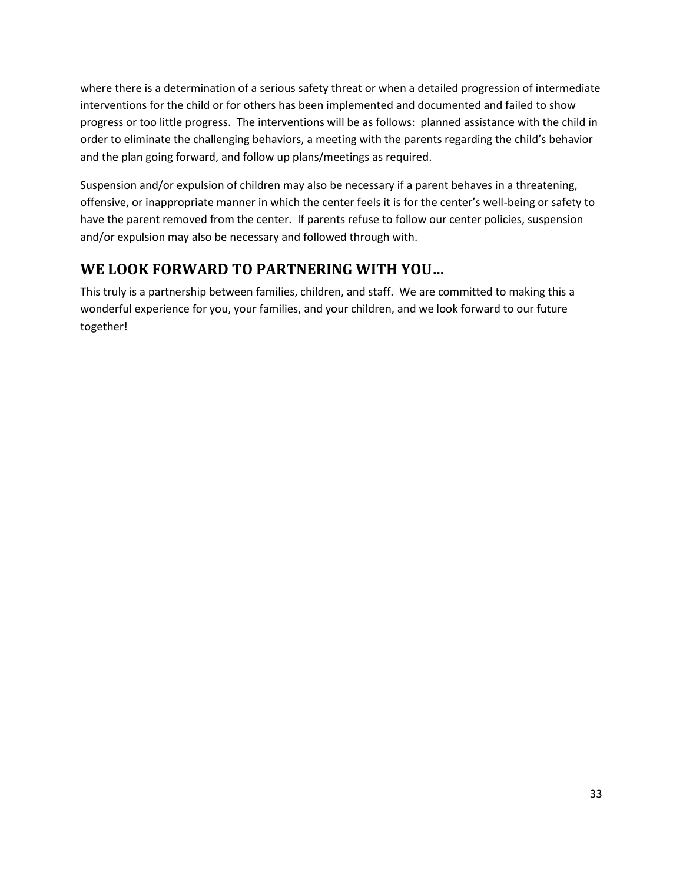where there is a determination of a serious safety threat or when a detailed progression of intermediate interventions for the child or for others has been implemented and documented and failed to show progress or too little progress. The interventions will be as follows: planned assistance with the child in order to eliminate the challenging behaviors, a meeting with the parents regarding the child's behavior and the plan going forward, and follow up plans/meetings as required.

Suspension and/or expulsion of children may also be necessary if a parent behaves in a threatening, offensive, or inappropriate manner in which the center feels it is for the center's well-being or safety to have the parent removed from the center. If parents refuse to follow our center policies, suspension and/or expulsion may also be necessary and followed through with.

## WE LOOK FORWARD TO PARTNERING WITH YOU…

This truly is a partnership between families, children, and staff. We are committed to making this a wonderful experience for you, your families, and your children, and we look forward to our future together!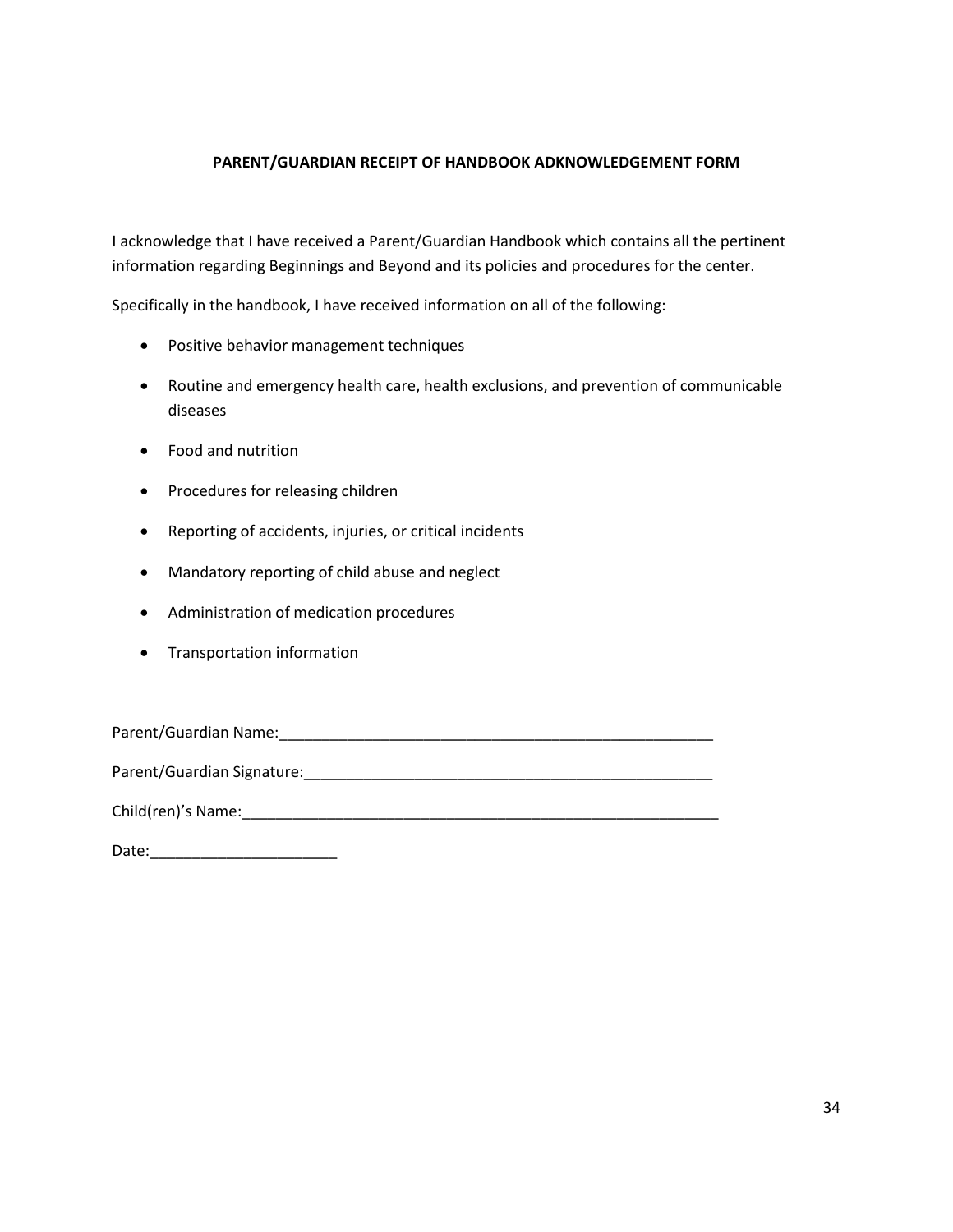**PARENT/GUARDIAN RECEIPT OF HANDBOOK ADKNOWLEDGEMENT FORM**

I acknowledge that I have received a Parent/Guardian Handbook which contains all the pertinent information regarding Beginnings and Beyond and its policies and procedures for the center.

Specifically in the handbook, I have received information on all of the following:

- Positive behavior management techniques
- Routine and emergency health care, health exclusions, and prevention of communicable diseases
- Food and nutrition
- Procedures for releasing children
- Reporting of accidents, injuries, or critical incidents
- Mandatory reporting of child abuse and neglect
- Administration of medication procedures
- Transportation information

Parent/Guardian Name:_____________________________________________________

Parent/Guardian Signature:__________________________________________________

Child(ren)'s Name:_________________________________________________________

Date:______________________